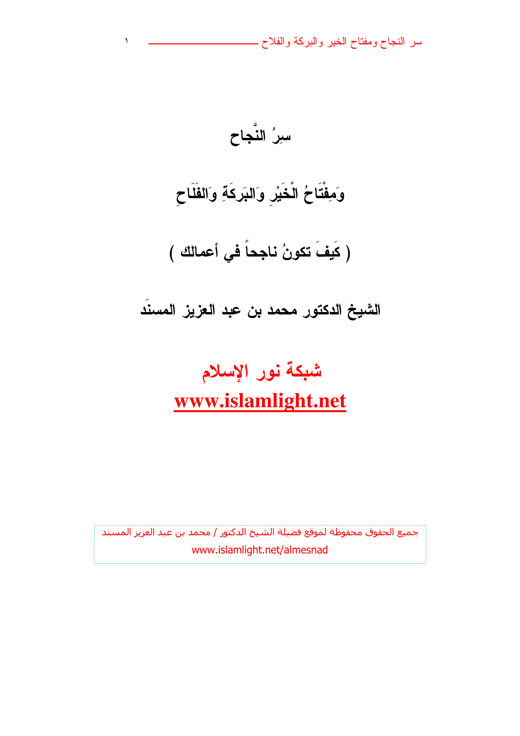# سِرُ النَّجاح

# وَمِفْتَاحُ الْخَيْرِ وَالبَرَكَةِ وَالفَلَاحِ

## ( كَيفَ تكونُ ناجحاً في أعمالك )

## الشيخ الدكتور محمد بن عبد العزيز المسنَد

## شبكة نور الإسلام
## www.islamlight.net

جميع الحقوق محفوظة لموقع فضيلة الشيخ الدكتور / محمد بن عبد العزيز المسند
www.islamlight.net/almesnad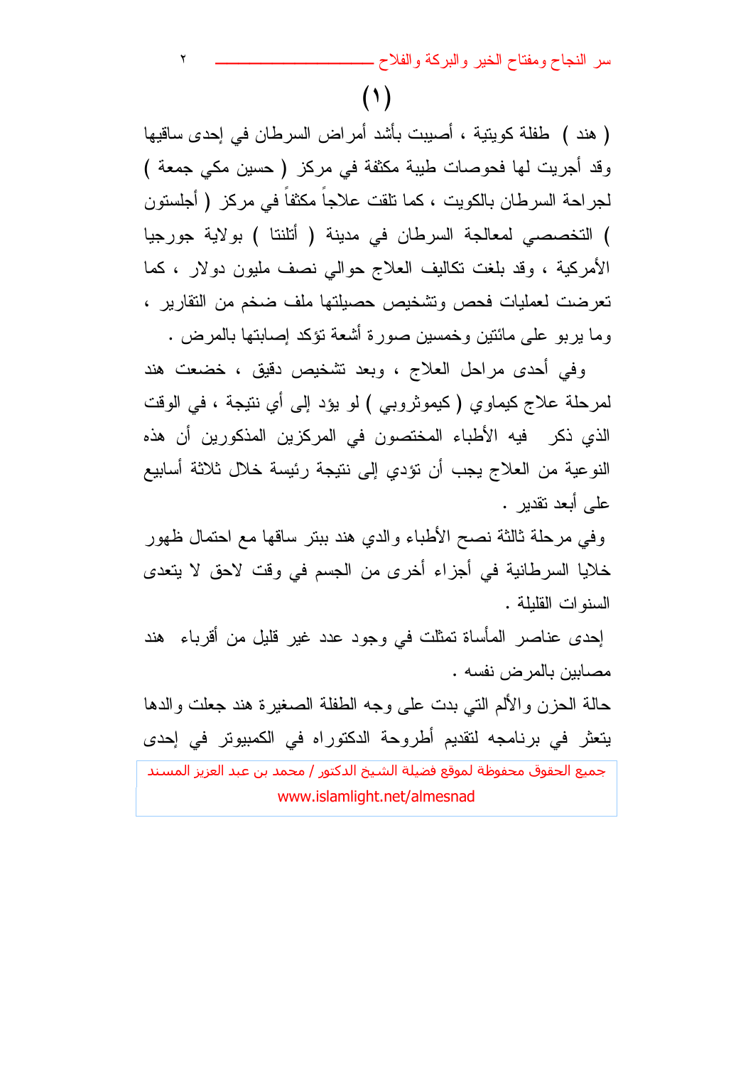(١)

( هند ) طفلة كويتية ، أصيبت بأشد أمراض السرطان في إحدى ساقيها وقد أجريت لها فحوصات طبية مكثفة في مركز ( حسين مكي جمعة ) لجراحة السرطان بالكويت ، كما تلقت علاجاً مكثفاً في مركز ( أجلستون ) التخصصي لمعالجة السرطان في مدينة ( أتلنتا ) بولاية جورجيا الأمركية ، وقد بلغت تكاليف العلاج حوالي نصف مليون دولار ، كما تعرضت لعمليات فحص وتشخيص حصيلتها ملف ضخم من التقارير ، وما يربو على مائتين وخمسين صورة أشعة تؤكد إصابتها بالمرض .

وفي أحدى مراحل العلاج ، وبعد تشخيص دقيق ، خضعت هند لمرحلة علاج كيماوي ( كيموثروبي ) لو يؤد إلى أي نتيجة ، في الوقت الذي ذكر فيه الأطباء المختصون في المركزين المذكورين أن هذه النوعية من العلاج يجب أن تؤدي إلى نتيجة رئيسة خلال ثلاثة أسابيع على أبعد تقدير .

وفي مرحلة ثالثة نصح الأطباء والدي هند ببتر ساقها مع احتمال ظهور خلايا السرطانية في أجزاء أخرى من الجسم في وقت لاحق لا يتعدى السنوات القليلة .

إحدى عناصر المأساة تمثلت في وجود عدد غير قليل من أقرباء هند مصابين بالمرض نفسه .

حالة الحزن والألم التي بدت على وجه الطفلة الصغيرة هند جعلت والدها يتعثر في برنامجه لتقديم أطروحة الدكتوراه في الكمبيوتر في إحدى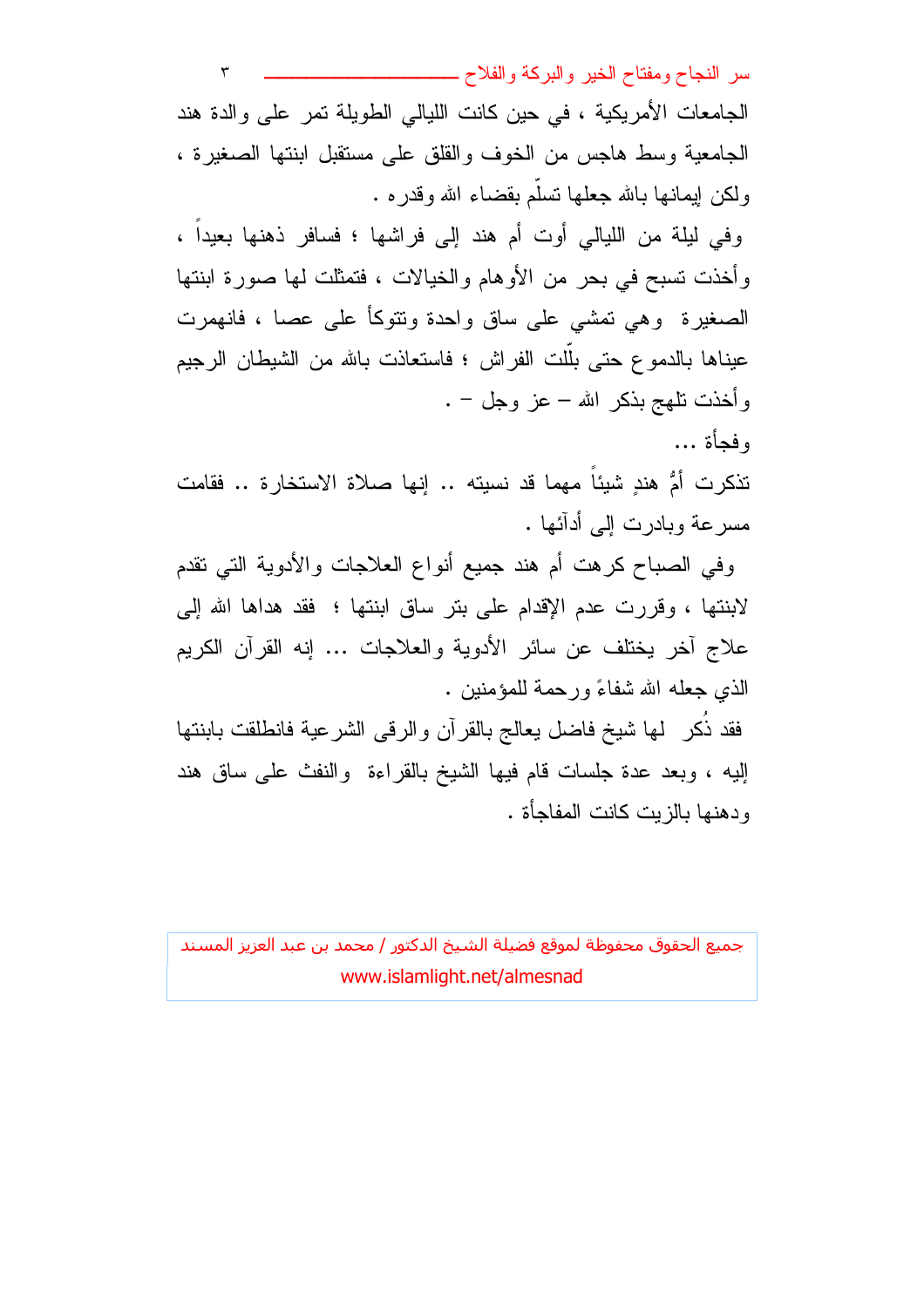الجامعات الأمريكية ، في حين كانت الليالي الطويلة تمر على والدة هند الجامعية وسط هاجس من الخوف والقلق على مستقبل ابنتها الصغيرة ، ولكن إيمانها بالله جعلها تسلّم بقضاء الله وقدره .

وفي ليلة من الليالي أوت أم هند إلى فراشها ؛ فسافر ذهنها بعيداً ، وأخذت تسبح في بحر من الأوهام والخيالات ، فتمثلت لها صورة ابنتها الصغيرة وهي تمشي على ساق واحدة وتتوكأ على عصا ، فانهمرت عيناها بالدموع حتى بلّلت الفراش ؛ فاستعاذت بالله من الشيطان الرجيم وأخذت تلهج بذكر الله – عز وجل – .

وفجأة ...

تذكرت أمُّ هندٍ شيئاً مهما قد نسيته .. إنها صلاة الاستخارة .. فقامت مسرعة وبادرت إلى أدآئها .

وفي الصباح كرهت أم هند جميع أنواع العلاجات والأدوية التي تقدم لابنتها ، وقررت عدم الإقدام على بتر ساق ابنتها ؛ فقد هداها الله إلى علاج آخر يختلف عن سائر الأدوية والعلاجات ... إنه القرآن الكريم الذي جعله الله شفاءً ورحمة للمؤمنين .

فقد ذُكر لها شيخ فاضل يعالج بالقرآن والرقى الشرعية فانطلقت بابنتها إليه ، وبعد عدة جلسات قام فيها الشيخ بالقراءة والنفث على ساق هند ودهنها بالزيت كانت المفاجأة .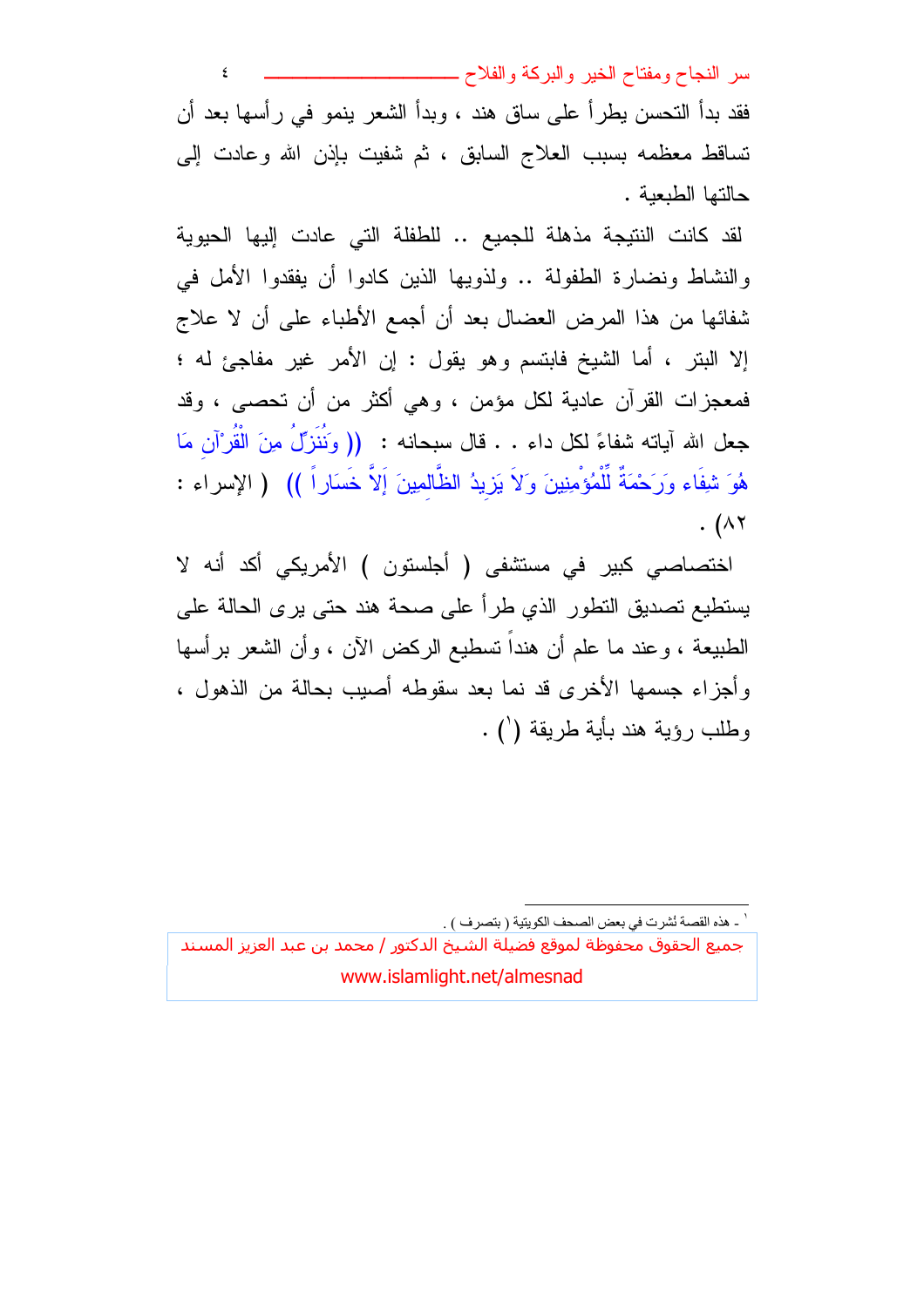فقد بدأ التحسن يطرأ على ساق هند ، وبدأ الشعر ينمو في رأسها بعد أن تساقط معظمه بسبب العلاج السابق ، ثم شفيت بإذن الله وعادت إلى حالتها الطبيعية .

لقد كانت النتيجة مذهلة للجميع .. للطفلة التي عادت إليها الحيوية والنشاط ونضارة الطفولة .. ولذويها الذين كادوا أن يفقدوا الأمل في شفائها من هذا المرض العضال بعد أن أجمع الأطباء على أن لا علاج إلا البتر ، أما الشيخ فابتسم وهو يقول : إن الأمر غير مفاجئ له ؛ فمعجزات القرآن عادية لكل مؤمن ، وهي أكثر من أن تحصى ، وقد جعل الله آياته شفاءً لكل داء . . قال سبحانه : (( وَنُنَزِّلُ مِنَ الْقُرْآنِ مَا هُوَ شِفَاء وَرَحْمَةٌ لِّلْمُؤْمِنِينَ وَلاَ يَزِيدُ الظَّالِمِينَ إَلاَّ خَسَاراً )) ( الإسراء : ٨٢ ) .

اختصاصي كبير في مستشفى ( أجلستون ) الأمريكي أكد أنه لا يستطيع تصديق التطور الذي طرأ على صحة هند حتى يرى الحالة على الطبيعة ، وعند ما علم أن هنداً تستطيع الركض الآن ، وأن الشعر برأسها وأجزاء جسمها الأخرى قد نما بعد سقوطه أصيب بحالة من الذهول ، وطلب رؤية هند بأية طريقة [1] .

---

[1] - هذه القصة نُشرت في بعض الصحف الكويتية ( بتصرف ) .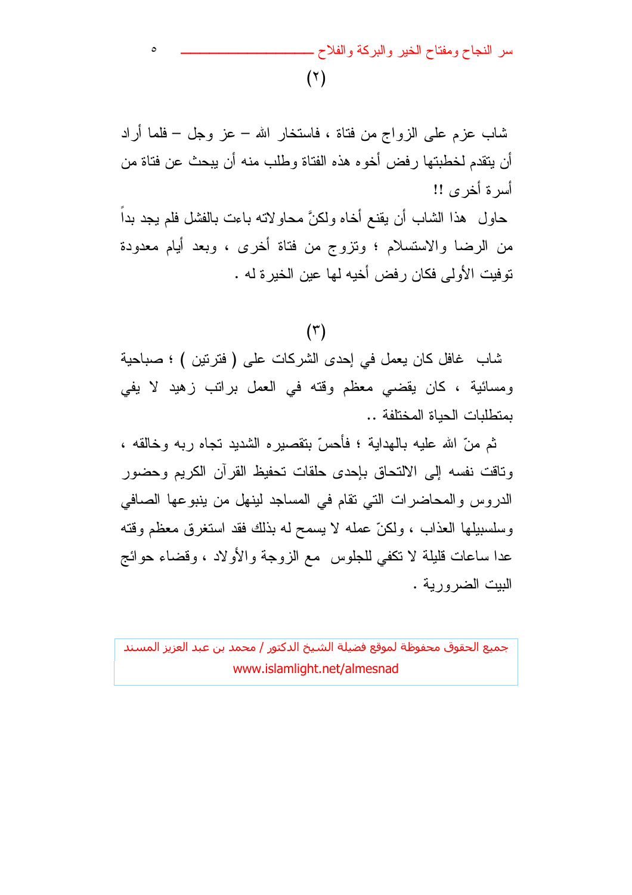(٢)

شاب عزم على الزواج من فتاة ، فاستخار الله – عز وجل – فلما أراد أن يتقدم لخطبتها رفض أخوه هذه الفتاة وطلب منه أن يبحث عن فتاة من أسرة أخرى !!

حاول هذا الشاب أن يقنع أخاه ولكنَّ محاولاته باءت بالفشل فلم يجد بداً من الرضا والاستسلام ؛ وتزوج من فتاة أخرى ، وبعد أيام معدودة توفيت الأولى فكان رفض أخيه لها عين الخيرة له .

(٣)

شاب غافل كان يعمل في إحدى الشركات على ( فترتين ) ؛ صباحية ومسائية ، كان يقضي معظم وقته في العمل براتب زهيد لا يفي بمتطلبات الحياة المختلفة ..

ثم منّ الله عليه بالهداية ؛ فأحسّ بتقصيره الشديد تجاه ربه وخالقه ، وتاقت نفسه إلى الالتحاق بإحدى حلقات تحفيظ القرآن الكريم وحضور الدروس والمحاضرات التي تقام في المساجد لينهل من ينبوعها الصافي وسلسبيلها العذاب ، ولكنّ عمله لا يسمح له بذلك فقد استغرق معظم وقته عدا ساعات قليلة لا تكفي للجلوس مع الزوجة والأولاد ، وقضاء حوائج البيت الضرورية .

جميع الحقوق محفوظة لموقع فضيلة الشيخ الدكتور / محمد بن عبد العزيز المسند
www.islamlight.net/almesnad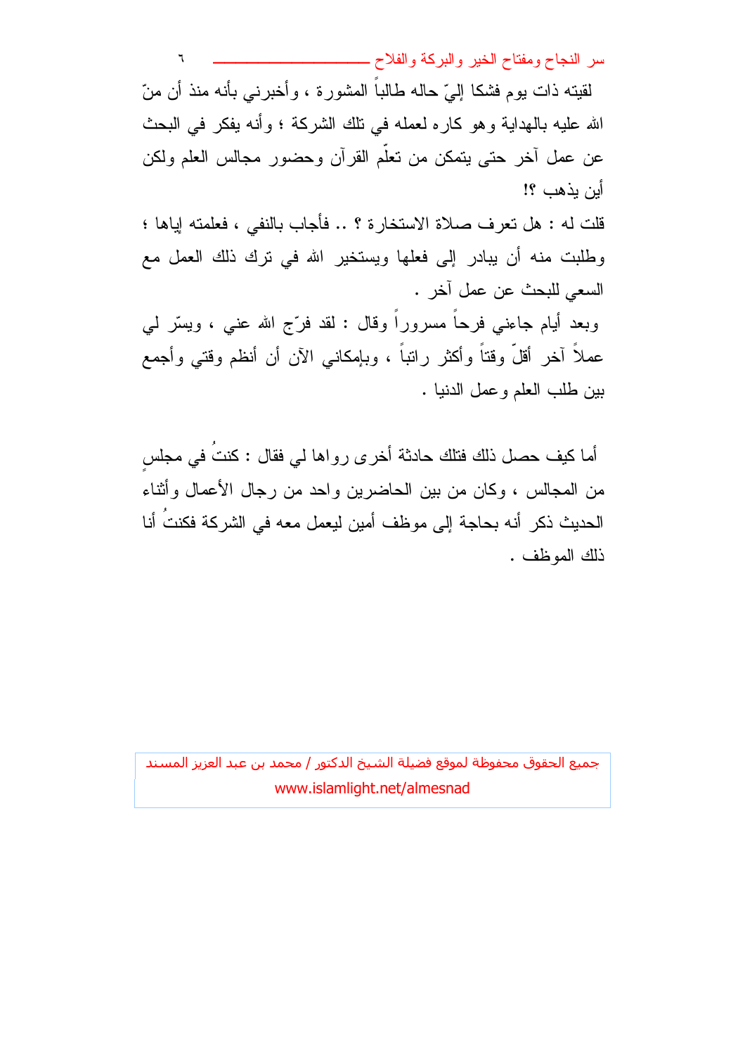لقيته ذات يوم فشكا إليّ حاله طالباً المشورة ، وأخبرني بأنه منذ أن منّ الله عليه بالهداية وهو كاره لعمله في تلك الشركة ؛ وأنه يفكر في البحث عن عمل آخر حتى يتمكن من تعلّم القرآن وحضور مجالس العلم ولكن أين يذهب ؟!

قلت له : هل تعرف صلاة الاستخارة ؟ .. فأجاب بالنفي ، فعلمته إياها ؛ وطلبت منه أن يبادر إلى فعلها ويستخير الله في ترك ذلك العمل مع السعي للبحث عن عمل آخر .

وبعد أيام جاءني فرحاً مسروراً وقال : لقد فرّج الله عني ، ويسّر لي عملاً آخر أقلّ وقتاً وأكثر راتباً ، وبإمكاني الآن أن أنظم وقتي وأجمع بين طلب العلم وعمل الدنيا .

أما كيف حصل ذلك فتلك حادثة أخرى رواها لي فقال : كنتُ في مجلسٍ من المجالس ، وكان من بين الحاضرين واحد من رجال الأعمال وأثناء الحديث ذكر أنه بحاجة إلى موظف أمين ليعمل معه في الشركة فكنتُ أنا ذلك الموظف .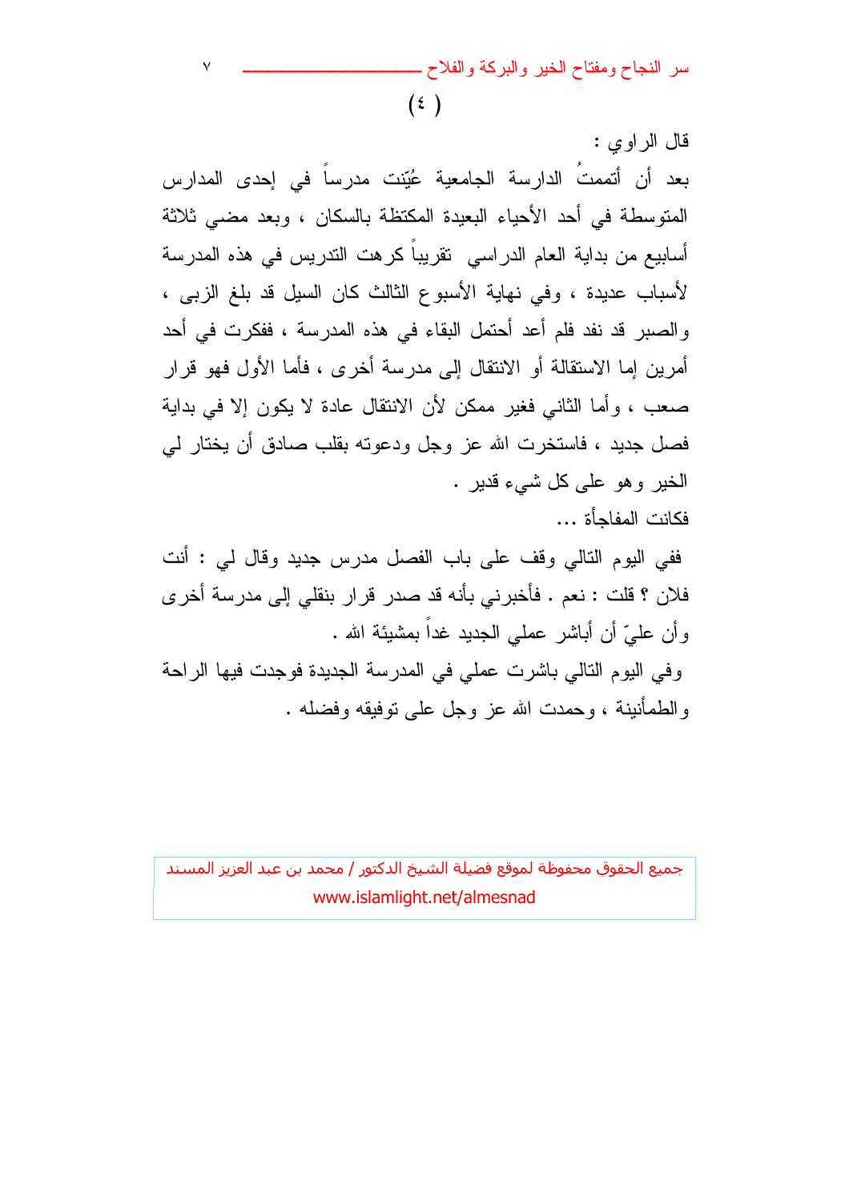( ٤ )

قال الراوي :

بعد أن أتممتُ الدارسة الجامعية عُيّنت مدرساً في إحدى المدارس المتوسطة في أحد الأحياء البعيدة المكتظة بالسكان ، وبعد مضي ثلاثة أسابيع من بداية العام الدراسي تقريباً كرهت التدريس في هذه المدرسة لأسباب عديدة ، وفي نهاية الأسبوع الثالث كان السيل قد بلغ الزبى ، والصبر قد نفد فلم أعد أحتمل البقاء في هذه المدرسة ، ففكرت في أحد أمرين إما الاستقالة أو الانتقال إلى مدرسة أخرى ، فأما الأول فهو قرار صعب ، وأما الثاني فغير ممكن لأن الانتقال عادة لا يكون إلا في بداية فصل جديد ، فاستخرت الله عز وجل ودعوته بقلب صادق أن يختار لي الخير وهو على كل شيء قدير .

فكانت المفاجأة ...

ففي اليوم التالي وقف على باب الفصل مدرس جديد وقال لي : أنت فلان ؟ قلت : نعم . فأخبرني بأنه قد صدر قرار بنقلي إلى مدرسة أخرى وأن عليّ أن أباشر عملي الجديد غداً بمشيئة الله .

وفي اليوم التالي باشرت عملي في المدرسة الجديدة فوجدت فيها الراحة والطمأنينة ، وحمدت الله عز وجل على توفيقه وفضله .

جميع الحقوق محفوظة لموقع فضيلة الشيخ الدكتور / محمد بن عبد العزيز المسند
www.islamlight.net/almesnad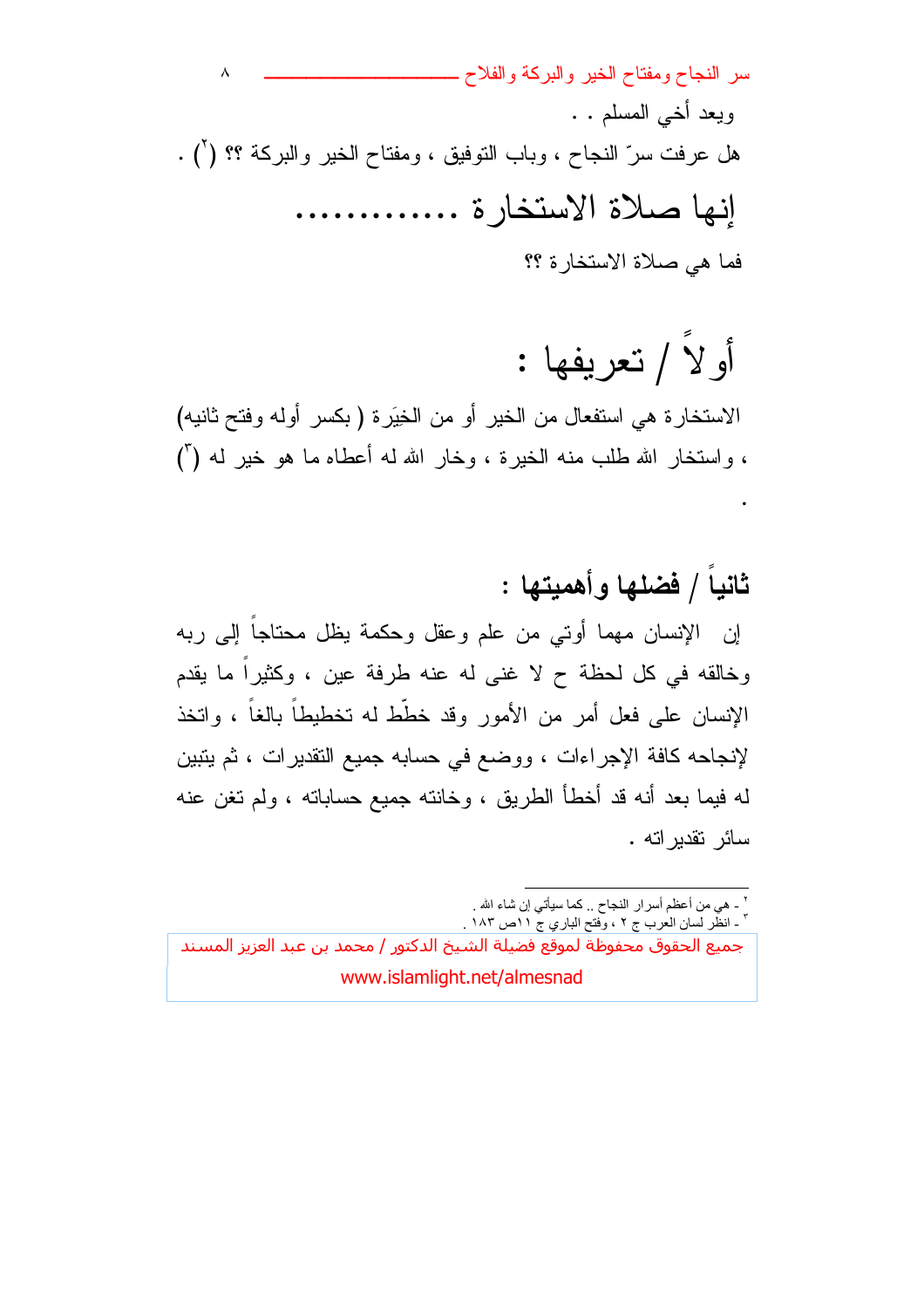وبعد أخي المسلم . .

هل عرفت سرّ النجاح ، وباب التوفيق ، ومفتاح الخير والبركة ؟؟ [2] .

## إنها صلاة الاستخارة .............

فما هي صلاة الاستخارة ؟؟

## أولاً / تعريفها :

الاستخارة هي استفعال من الخير أو من الخِيَرة ( بكسر أوله وفتح ثانيه) ، واستخار الله طلب منه الخيرة ، وخار الله له أعطاه ما هو خير له [3]

.

## ثانياً / فضلها وأهميتها :

إن الإنسان مهما أوتي من علم وعقل وحكمة يظل محتاجاً إلى ربه وخالقه في كل لحظة ح لا غنى له عنه طرفة عين ، وكثيراً ما يقدم الإنسان على فعل أمر من الأمور وقد خطّط له تخطيطاً بالغاً ، واتخذ لإنجاحه كافة الإجراءات ، ووضع في حسابه جميع التقديرات ، ثم يتبين له فيما بعد أنه قد أخطأ الطريق ، وخانته جميع حساباته ، ولم تغن عنه سائر تقديراته .

---

[2] - هي من أعظم أسرار النجاح .. كما سيأتي إن شاء الله .

[3] - انظر لسان العرب ج ٢ ، وفتح الباري ج ١١ص ١٨٣ .

جميع الحقوق محفوظة لموقع فضيلة الشيخ الدكتور / محمد بن عبد العزيز المسند
www.islamlight.net/almesnad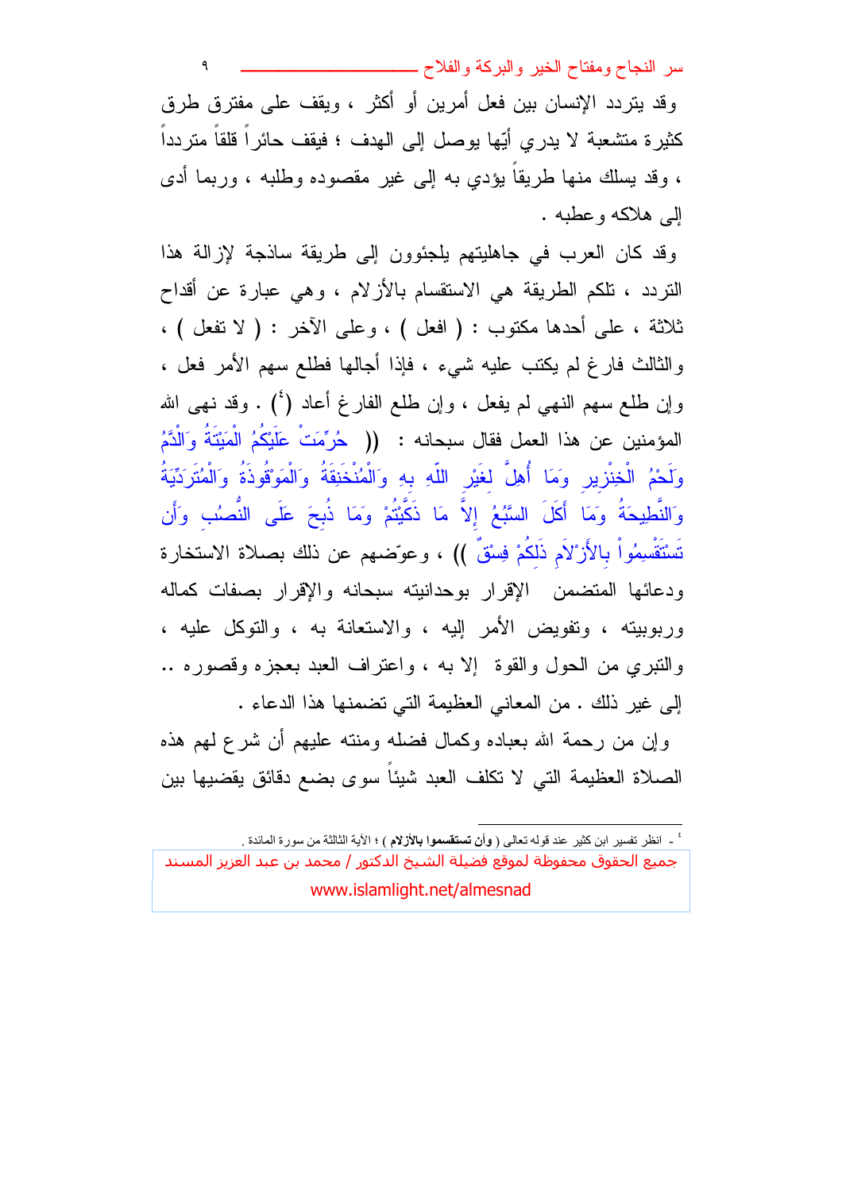وقد يتردد الإنسان بين فعل أمرين أو أكثر ، ويقف على مفترق طرق كثيرة متشعبة لا يدري أيّها يوصل إلى الهدف ؛ فيقف حائراً قلقاً متردداً ، وقد يسلك منها طريقاً يؤدي به إلى غير مقصوده وطلبه ، وربما أدى إلى هلاكه وعطبه .

وقد كان العرب في جاهليتهم يلجئون إلى طريقة ساذجة لإزالة هذا التردد ، تلكم الطريقة هي الاستقسام بالأزلام ، وهي عبارة عن أقداح ثلاثة ، على أحدها مكتوب : ( افعل ) ، وعلى الآخر : ( لا تفعل ) ، والثالث فارغ لم يكتب عليه شيء ، فإذا أجالها فطلع سهم الأمر فعل ، وإن طلع سهم النهي لم يفعل ، وإن طلع الفارغ أعاد [4] . وقد نهى الله المؤمنين عن هذا العمل فقال سبحانه : (( حُرِّمَتْ عَلَيْكُمُ الْمَيْتَةُ وَالْدَّمُ وَلَحْمُ الْخِنْزِيرِ وَمَا أُهِلَّ لِغَيْرِ اللّهِ بِهِ وَالْمُنْخَنِقَةُ وَالْمَوْقُوذَةُ وَالْمُتَرَدِّيَةُ وَالنَّطِيحَةُ وَمَا أَكَلَ السَّبُعُ إِلاَّ مَا ذَكَّيْتُمْ وَمَا ذُبِحَ عَلَى النُّصُبِ وَأَن تَسْتَقْسِمُواْ بِالأَزْلاَمِ ذَلِكُمْ فِسْقٌ )) ، وعوّضهم عن ذلك بصلاة الاستخارة ودعائها المتضمن الإقرار بوحدانيته سبحانه والإقرار بصفات كماله وربوبيته ، وتفويض الأمر إليه ، والاستعانة به ، والتوكل عليه ، والتبري من الحول والقوة إلا به ، واعتراف العبد بعجزه وقصوره .. إلى غير ذلك . من المعاني العظيمة التي تضمنها هذا الدعاء .

وإن من رحمة الله بعباده وكمال فضله ومنته عليهم أن شرع لهم هذه الصلاة العظيمة التي لا تكلف العبد شيئاً سوى بضع دقائق يقضيها بين

---

[4] - انظر تفسير ابن كثير عند قوله تعالى ( **وأن تستقسموا بالأزلام** ) ؛ الآية الثالثة من سورة المائدة .

جميع الحقوق محفوظة لموقع فضيلة الشيخ الدكتور / محمد بن عبد العزيز المسند
www.islamlight.net/almesnad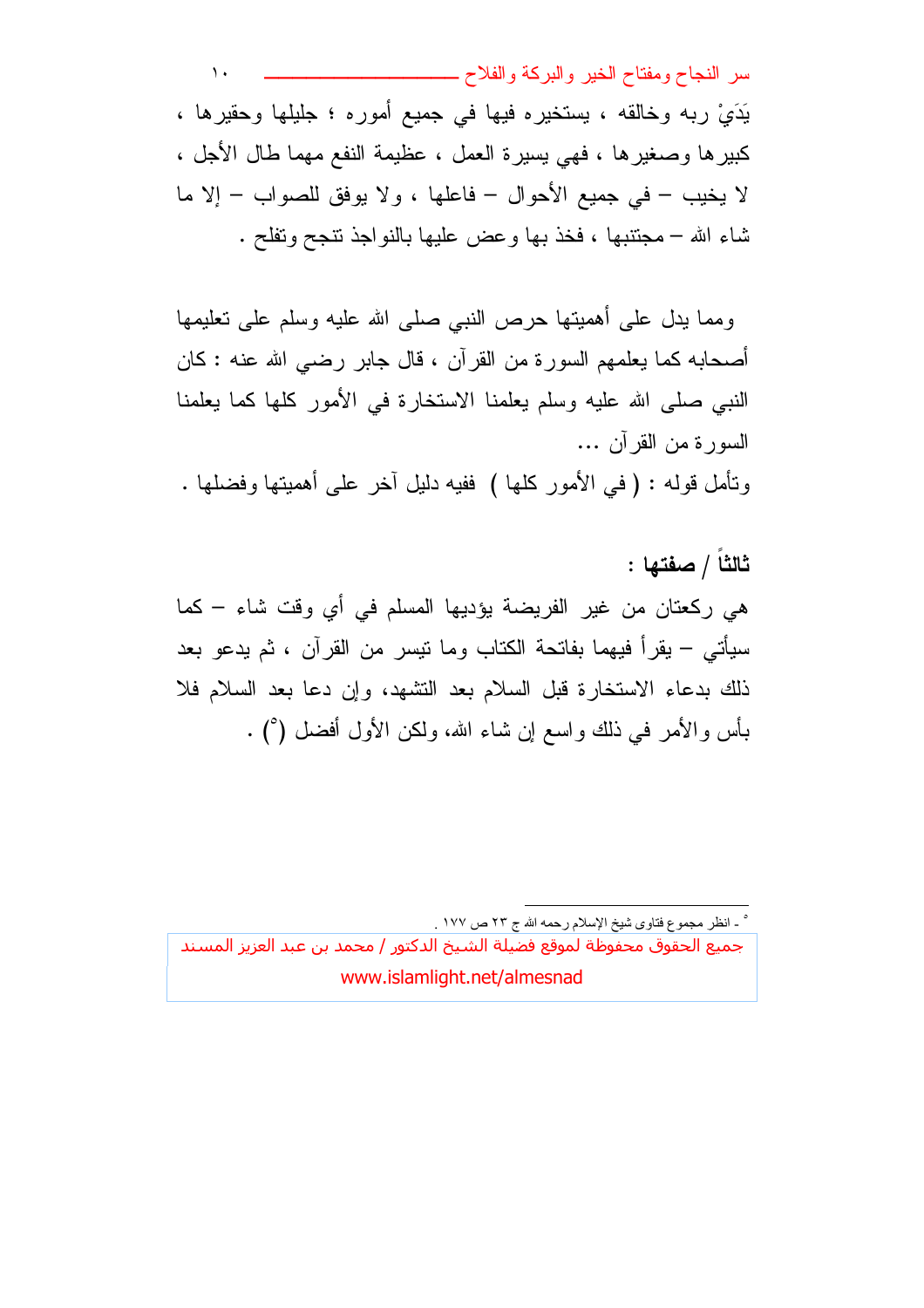يَدَيْ ربه وخالقه ، يستخيره فيها في جميع أموره ؛ جليلها وحقيرها ، كبيرها وصغيرها ، فهي يسيرة العمل ، عظيمة النفع مهما طال الأجل ، لا يخيب – في جميع الأحوال – فاعلها ، ولا يوفق للصواب – إلا ما شاء الله – مجتنبها ، فخذ بها وعض عليها بالنواجذ تنجح وتفلح .

ومما يدل على أهميتها حرص النبي صلى الله عليه وسلم على تعليمها أصحابه كما يعلمهم السورة من القرآن ، قال جابر رضي الله عنه : كان النبي صلى الله عليه وسلم يعلمنا الاستخارة في الأمور كلها كما يعلمنا السورة من القرآن ...

وتأمل قوله : ( في الأمور كلها ) ففيه دليل آخر على أهميتها وفضلها .

**ثالثاً / صفتها :**

هي ركعتان من غير الفريضة يؤديها المسلم في أي وقت شاء – كما سيأتي – يقرأ فيهما بفاتحة الكتاب وما تيسر من القرآن ، ثم يدعو بعد ذلك بدعاء الاستخارة قبل السلام بعد التشهد، وإن دعا بعد السلام فلا بأس والأمر في ذلك واسع إن شاء الله، ولكن الأول أفضل (٥) .

---

٥ - انظر مجموع فتاوى شيخ الإسلام رحمه الله ج ٢٣ ص ١٧٧ .

جميع الحقوق محفوظة لموقع فضيلة الشيخ الدكتور / محمد بن عبد العزيز المسند
www.islamlight.net/almesnad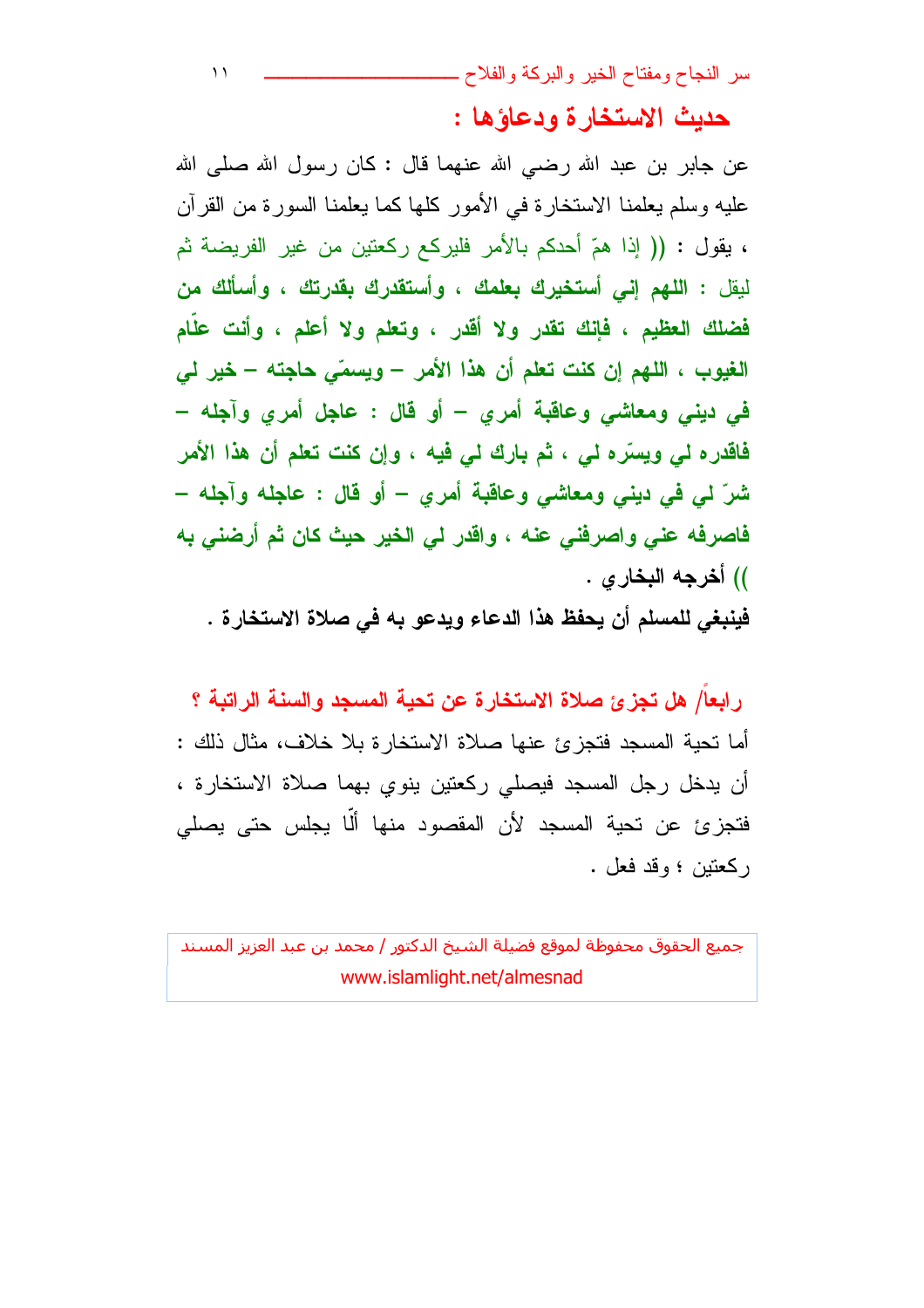## حديث الاستخارة ودعاؤها :

عن جابر بن عبد الله رضي الله عنهما قال : كان رسول الله صلى الله عليه وسلم يعلمنا الاستخارة في الأمور كلها كما يعلمنا السورة من القرآن ، يقول : (( إذا همّ أحدكم بالأمر فليركع ركعتين من غير الفريضة ثم ليقل : **اللهم إني أستخيرك بعلمك ، وأستقدرك بقدرتك ، وأسألك من فضلك العظيم ، فإنك تقدر ولا أقدر ، وتعلم ولا أعلم ، وأنت علّام الغيوب ، اللهم إن كنت تعلم أن هذا الأمر – ويسمّي حاجته – خير لي في ديني ومعاشي وعاقبة أمري – أو قال : عاجل أمري وآجله – فاقدره لي ويسّره لي ، ثم بارك لي فيه ، وإن كنت تعلم أن هذا الأمر شرّ لي في ديني ومعاشي وعاقبة أمري – أو قال : عاجله وآجله – فاصرفه عني واصرفني عنه ، واقدر لي الخير حيث كان ثم أرضني به** )) أخرجه البخاري .

**فينبغي للمسلم أن يحفظ هذا الدعاء ويدعو به في صلاة الاستخارة .**

### رابعاً/ هل تجزئ صلاة الاستخارة عن تحية المسجد والسنة الراتبة ؟

أما تحية المسجد فتجزئ عنها صلاة الاستخارة بلا خلاف، مثال ذلك : أن يدخل رجل المسجد فيصلي ركعتين ينوي بهما صلاة الاستخارة ، فتجزئ عن تحية المسجد لأن المقصود منها ألّا يجلس حتى يصلي ركعتين ؛ وقد فعل .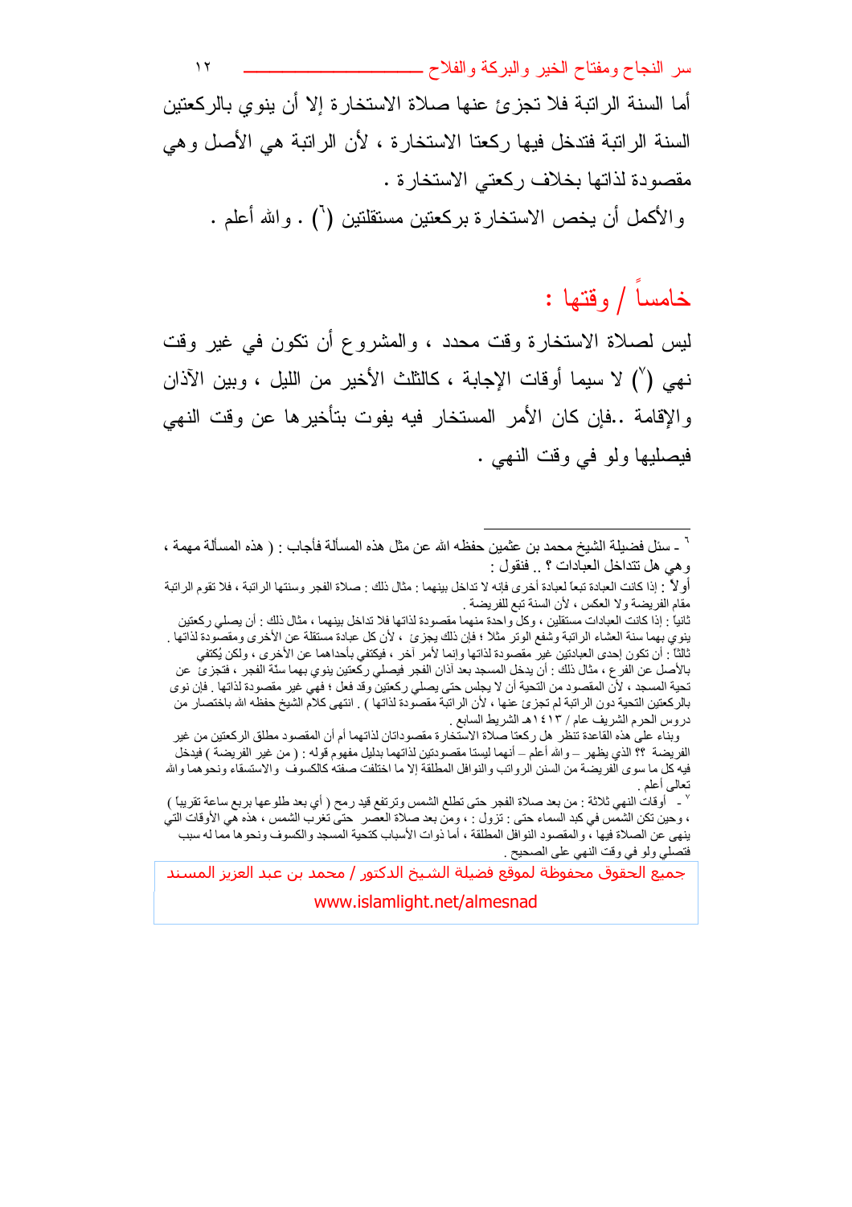أما السنة الراتبة فلا تجزئ عنها صلاة الاستخارة إلا أن ينوي بالركعتين السنة الراتبة فتدخل فيها ركعتا الاستخارة ، لأن الراتبة هي الأصل وهي مقصودة لذاتها بخلاف ركعتي الاستخارة .

والأكمل أن يخص الاستخارة بركعتين مستقلتين [6] . والله أعلم .

## خامساً / وقتها :

ليس لصلاة الاستخارة وقت محدد ، والمشروع أن تكون في غير وقت نهي [7] لا سيما أوقات الإجابة ، كالثلث الأخير من الليل ، وبين الآذان والإقامة ..فإن كان الأمر المستخار فيه يفوت بتأخيرها عن وقت النهي فيصليها ولو في وقت النهي .

---

[6] - سئل فضيلة الشيخ محمد بن عثمين حفظه الله عن مثل هذه المسألة فأجاب : ( هذه المسألة مهمة ، وهي هل تتداخل العبادات ؟ .. فنقول :

أولاً : إذا كانت العبادة تبعاً لعبادة أخرى فإنه لا تداخل بينهما : مثال ذلك : صلاة الفجر وسنتها الراتبة ، فلا تقوم الراتبة مقام الفريضة ولا العكس ، لأن السنة تبع للفريضة .

ثانياً : إذا كانت العبادات مستقلين ، وكل واحدة منهما مقصودة لذاتها فلا تداخل بينهما ، مثال ذلك : أن يصلي ركعتين ينوي بهما سنة العشاء الراتبة وشفع الوتر مثلا ؛ فإن ذلك يجزئ ، لأن كل عبادة مستقلة عن الأخرى ومقصودة لذاتها .

ثالثاً : أن تكون إحدى العبادتين غير مقصودة لذاتها وإنما لأمر آخر ، فيكتفي بأحداهما عن الأخرى ، ولكن يُكتفي بالأصل عن الفرع ، مثال ذلك : أن يدخل المسجد بعد آذان الفجر فيصلي ركعتين ينوي بهما سنّة الفجر ، فتجزئ عن تحية المسجد ، لأن المقصود من التحية أن لا يجلس حتى يصلي ركعتين وقد فعل ؛ فهي غير مقصودة لذاتها . فإن نوى بالركعتين التحية دون الراتبة لم تجزئ عنها ، لأن الراتبة مقصودة لذاتها ) . انتهى كلام الشيخ حفظه الله باختصار من دروس الحرم الشريف عام / ١٤١٣هـ الشريط السابع .

وبناء على هذه القاعدة تنظر هل ركعتا صلاة الاستخارة مقصودتان لذاتهما أم أن المقصود مطلق الركعتين من غير الفريضة ؟؟ الذي يظهر – والله أعلم – أنهما ليستا مقصودتين لذاتهما بدليل مفهوم قوله : ( من غير الفريضة ) فيدخل فيه كل ما سوى الفريضة من السنن الرواتب والنوافل المطلقة إلا ما اختلفت صفته كالكسوف والاستسقاء ونحوهما والله تعالى أعلم .

[7] - أوقات النهي ثلاثة : من بعد صلاة الفجر حتى تطلع الشمس وترتفع قيد رمح ( أي بعد طلوعها بربع ساعة تقريباً ) ، وحين تكن الشمس في كبد السماء حتى : تزول : ، ومن بعد صلاة العصر حتى تغرب الشمس ، هذه هي الأوقات التي ينهى عن الصلاة فيها ، والمقصود النوافل المطلقة ، أما ذوات الأسباب كتحية المسجد والكسوف ونحوها مما له سبب فتصلي ولو في وقت النهي على الصحيح .

جميع الحقوق محفوظة لموقع فضيلة الشيخ الدكتور / محمد بن عبد العزيز المسند
www.islamlight.net/almesnad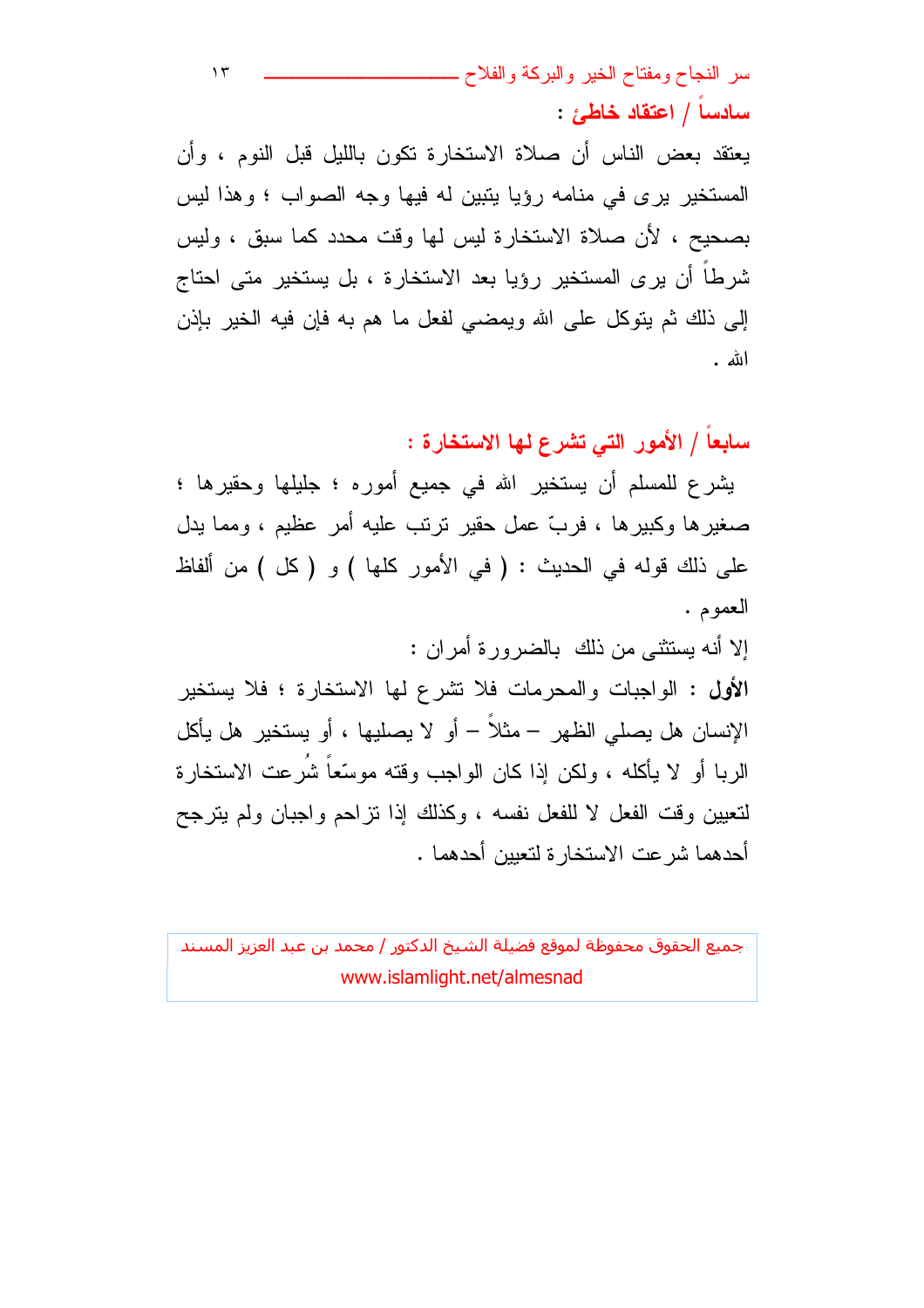**سادساً / اعتقاد خاطئ :**

يعتقد بعض الناس أن صلاة الاستخارة تكون بالليل قبل النوم ، وأن المستخير يرى في منامه رؤيا يتبين له فيها وجه الصواب ؛ وهذا ليس بصحيح ، لأن صلاة الاستخارة ليس لها وقت محدد كما سبق ، وليس شرطاً أن يرى المستخير رؤيا بعد الاستخارة ، بل يستخير متى احتاج إلى ذلك ثم يتوكل على الله ويمضي لفعل ما هم به فإن فيه الخير بإذن الله .

**سابعاً / الأمور التي تشرع لها الاستخارة :**

يشرع للمسلم أن يستخير الله في جميع أموره ؛ جليلها وحقيرها ؛ صغيرها وكبيرها ، فربّ عمل حقير ترتب عليه أمر عظيم ، ومما يدل على ذلك قوله في الحديث : ( في الأمور كلها ) و ( كل ) من ألفاظ العموم .

إلا أنه يستثنى من ذلك بالضرورة أمران :

**الأول** : الواجبات والمحرمات فلا تشرع لها الاستخارة ؛ فلا يستخير الإنسان هل يصلي الظهر – مثلاً – أو لا يصليها ، أو يستخير هل يأكل الربا أو لا يأكله ، ولكن إذا كان الواجب وقته موسّعاً شُرعت الاستخارة لتعيين وقت الفعل لا للفعل نفسه ، وكذلك إذا تزاحم واجبان ولم يترجح أحدهما شرعت الاستخارة لتعيين أحدهما .

جميع الحقوق محفوظة لموقع فضيلة الشيخ الدكتور / محمد بن عبد العزيز المسند
www.islamlight.net/almesnad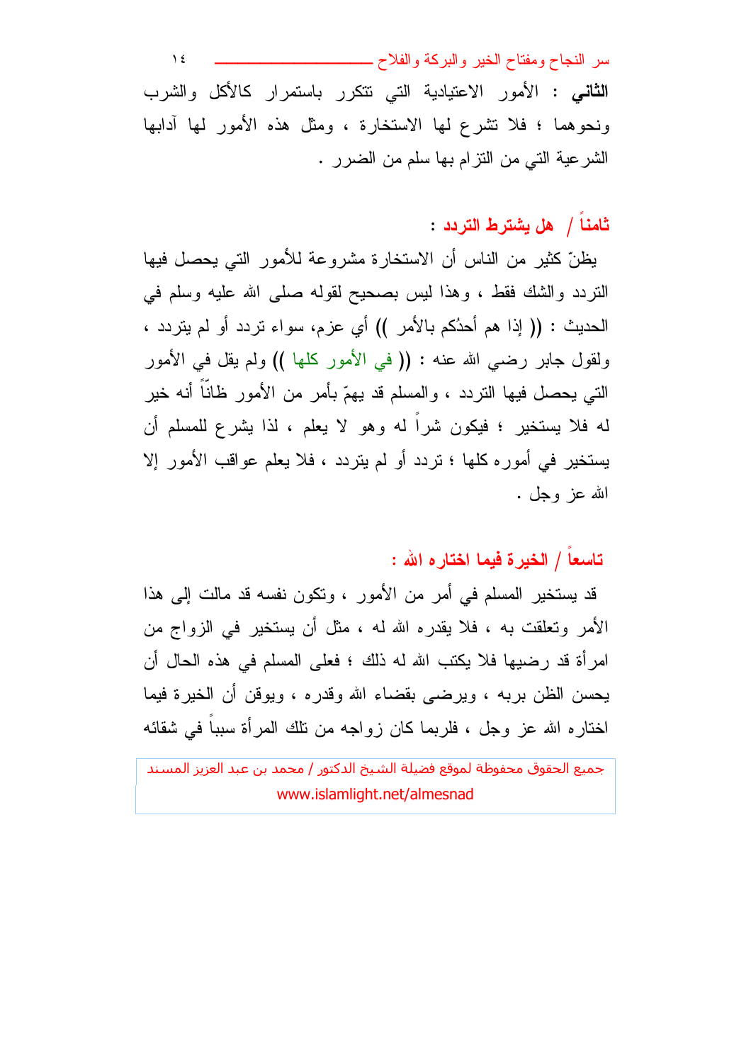**الثاني** : الأمور الاعتيادية التي تتكرر باستمرار كالأكل والشرب ونحوهما ؛ فلا تشرع لها الاستخارة ، ومثل هذه الأمور لها آدابها الشرعية التي من التزام بها سلم من الضرر .

## ثامناً / هل يشترط التردد :

يظنّ كثير من الناس أن الاستخارة مشروعة للأمور التي يحصل فيها التردد والشك فقط ، وهذا ليس بصحيح لقوله صلى الله عليه وسلم في الحديث : (( إذا هم أحدُكم بالأمر )) أي عزم، سواء تردد أو لم يتردد ، ولقول جابر رضي الله عنه : (( في الأمور كلها )) ولم يقل في الأمور التي يحصل فيها التردد ، والمسلم قد يهمّ بأمر من الأمور ظانّاً أنه خير له فلا يستخير ؛ فيكون شراً له وهو لا يعلم ، لذا يشرع للمسلم أن يستخير في أموره كلها ؛ تردد أو لم يتردد ، فلا يعلم عواقب الأمور إلا الله عز وجل .

## تاسعاً / الخيرة فيما اختاره الله :

قد يستخير المسلم في أمر من الأمور ، وتكون نفسه قد مالت إلى هذا الأمر وتعلقت به ، فلا يقدره الله له ، مثل أن يستخير في الزواج من امرأة قد رضيها فلا يكتب الله له ذلك ؛ فعلى المسلم في هذه الحال أن يحسن الظن بربه ، ويرضى بقضاء الله وقدره ، ويوقن أن الخيرة فيما اختاره الله عز وجل ، فلربما كان زواجه من تلك المرأة سبباً في شقائه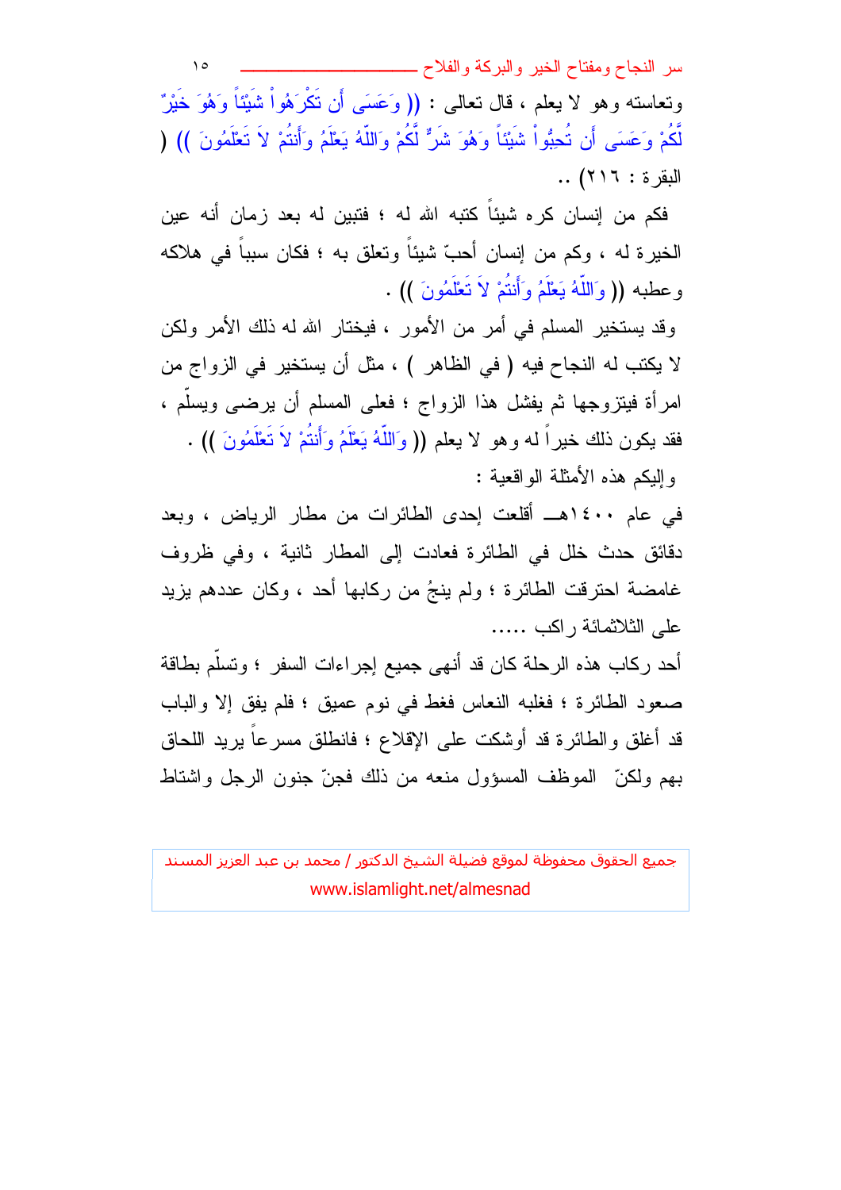وتعاسته وهو لا يعلم ، قال تعالى : (( وَعَسَى أَن تَكْرَهُواْ شَيْئاً وَهُوَ خَيْرٌ لَّكُمْ وَعَسَى أَن تُحِبُّواْ شَيْئاً وَهُوَ شَرٌّ لَّكُمْ وَاللّهُ يَعْلَمُ وَأَنتُمْ لاَ تَعْلَمُونَ )) ( البقرة : ٢١٦) ..

فكم من إنسان كره شيئاً كتبه الله له ؛ فتبين له بعد زمان أنه عين الخيرة له ، وكم من إنسان أحبّ شيئاً وتعلق به ؛ فكان سبباً في هلاكه وعطبه (( وَاللّهُ يَعْلَمُ وَأَنتُمْ لاَ تَعْلَمُونَ )) .

وقد يستخير المسلم في أمر من الأمور ، فيختار الله له ذلك الأمر ولكن لا يكتب له النجاح فيه ( في الظاهر ) ، مثل أن يستخير في الزواج من امرأة فيتزوجها ثم يفشل هذا الزواج ؛ فعلى المسلم أن يرضى ويسلّم ، فقد يكون ذلك خيراً له وهو لا يعلم (( وَاللّهُ يَعْلَمُ وَأَنتُمْ لاَ تَعْلَمُونَ )) .

وإليكم هذه الأمثلة الواقعية :

في عام ١٤٠٠هـ أقلعت إحدى الطائرات من مطار الرياض ، وبعد دقائق حدث خلل في الطائرة فعادت إلى المطار ثانية ، وفي ظروف غامضة احترقت الطائرة ؛ ولم ينجُ من ركابها أحد ، وكان عددهم يزيد على الثلاثمائة راكب .....

أحد ركاب هذه الرحلة كان قد أنهى جميع إجراءات السفر ؛ وتسلّم بطاقة صعود الطائرة ؛ فغلبه النعاس فغط في نوم عميق ؛ فلم يفق إلا والباب قد أغلق والطائرة قد أوشكت على الإقلاع ؛ فانطلق مسرعاً يريد اللحاق بهم ولكنّ الموظف المسؤول منعه من ذلك فجنّ جنون الرجل واشتاط

جميع الحقوق محفوظة لموقع فضيلة الشيخ الدكتور / محمد بن عبد العزيز المسند
www.islamlight.net/almesnad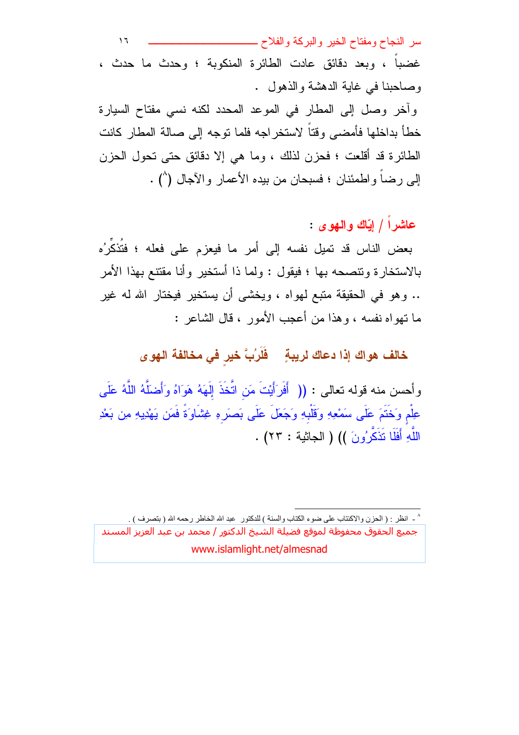غضباً ، وبعد دقائق عادت الطائرة المنكوبة ؛ وحدث ما حدث ، وصاحبنا في غاية الدهشة والذهول .

وآخر وصل إلى المطار في الموعد المحدد لكنه نسي مفتاح السيارة خطأ بداخلها فأمضى وقتاً لاستخراجه فلما توجه إلى صالة المطار كانت الطائرة قد أقلعت ؛ فحزن لذلك ، وما هي إلا دقائق حتى تحول الحزن إلى رضاً واطمئنان ؛ فسبحان من بيده الأعمار والآجال (8) .

## عاشراً / إيّاك والهوى :

بعض الناس قد تميل نفسه إلى أمر ما فيعزم على فعله ؛ فتُذكِّرُه بالاستخارة وتنصحه بها ؛ فيقول : ولما ذا أستخير وأنا مقتنع بهذا الأمر .. وهو في الحقيقة متبع لهواه ، ويخشى أن يستخير فيختار الله له غير ما تهواه نفسه ، وهذا من أعجب الأمور ، قال الشاعر :

**خالف هواك إذا دعاك لريبةٍ    فَلَرُبَّ خيرٍ في مخالفة الهوى**

وأحسن منه قوله تعالى : (( أَفَرَأَيْتَ مَنِ اتَّخَذَ إِلَهَهُ هَوَاهُ وَأَضَلَّهُ اللَّهُ عَلَى عِلْمٍ وَخَتَمَ عَلَى سَمْعِهِ وَقَلْبِهِ وَجَعَلَ عَلَى بَصَرِهِ غِشَاوَةً فَمَن يَهْدِيهِ مِن بَعْدِ اللَّهِ أَفَلَا تَذَكَّرُونَ )) ( الجاثية : ٢٣) .

---

8 - انظر : ( الحزن والاكتئاب على ضوء الكتاب والسنة ) للدكتور عبد الله الخاطر رحمه الله ( بتصرف ) .

جميع الحقوق محفوظة لموقع فضيلة الشيخ الدكتور / محمد بن عبد العزيز المسند
www.islamlight.net/almesnad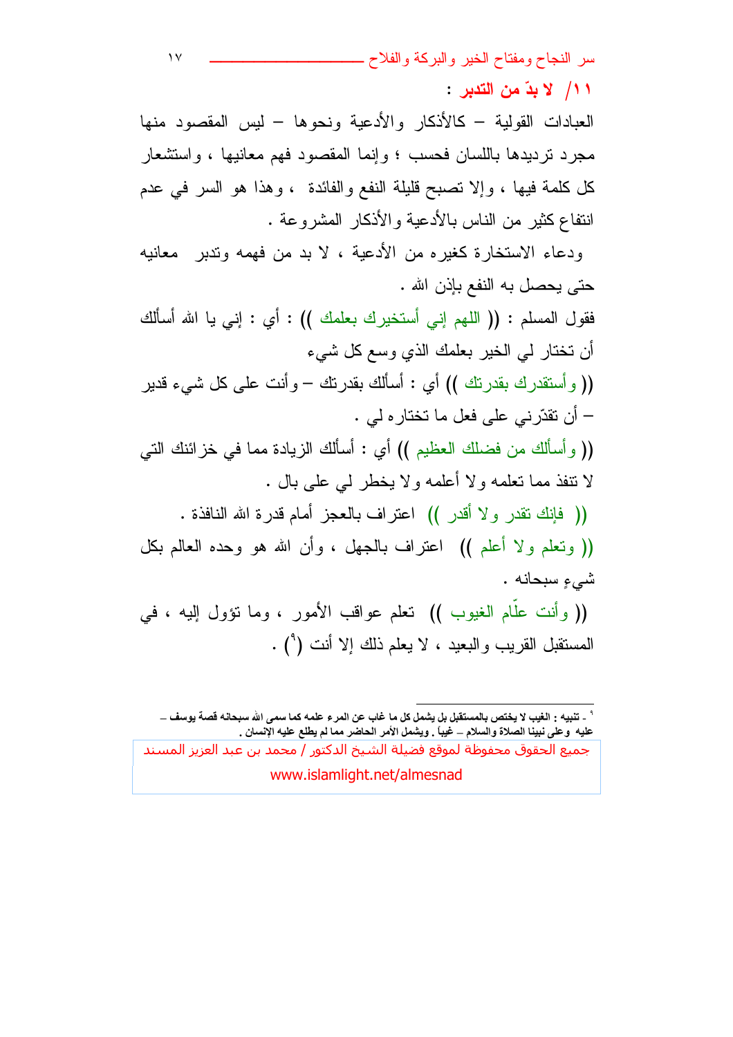### ١١/ لا بدّ من التدبر :

العبادات القولية – كالأذكار والأدعية ونحوها – ليس المقصود منها مجرد ترديدها باللسان فحسب ؛ وإنما المقصود فهم معانيها ، واستشعار كل كلمة فيها ، وإلا تصبح قليلة النفع والفائدة ، وهذا هو السر في عدم انتفاع كثير من الناس بالأدعية والأذكار المشروعة .

ودعاء الاستخارة كغيره من الأدعية ، لا بد من فهمه وتدبر معانيه حتى يحصل به النفع بإذن الله .

فقول المسلم : (( اللهم إني أستخيرك بعلمك )) : أي : إني يا الله أسألك أن تختار لي الخير بعلمك الذي وسع كل شيء

(( وأستقدرك بقدرتك )) أي : أسألك بقدرتك – وأنت على كل شيء قدير – أن تقدّرني على فعل ما تختاره لي .

(( وأسألك من فضلك العظيم )) أي : أسألك الزيادة مما في خزائنك التي لا تنفذ مما تعلمه ولا أعلمه ولا يخطر لي على بال .

(( فإنك تقدر ولا أقدر )) اعتراف بالعجز أمام قدرة الله النافذة .

(( وتعلم ولا أعلم )) اعتراف بالجهل ، وأن الله هو وحده العالم بكل شيءٍ سبحانه .

(( وأنت علّام الغيوب )) تعلم عواقب الأمور ، وما تؤول إليه ، في المستقبل القريب والبعيد ، لا يعلم ذلك إلا أنت [٩] .

---

[٩] - تنبيه : الغيب لا يختص بالمستقبل بل يشمل كل ما غاب عن المرء علمه كما سمى الله سبحانه قصة يوسف – عليه وعلى نبينا الصلاة والسلام – غيباً . ويشمل الأمر الحاضر مما لم يطلع عليه الإنسان .

جميع الحقوق محفوظة لموقع فضيلة الشيخ الدكتور / محمد بن عبد العزيز المسند
www.islamlight.net/almesnad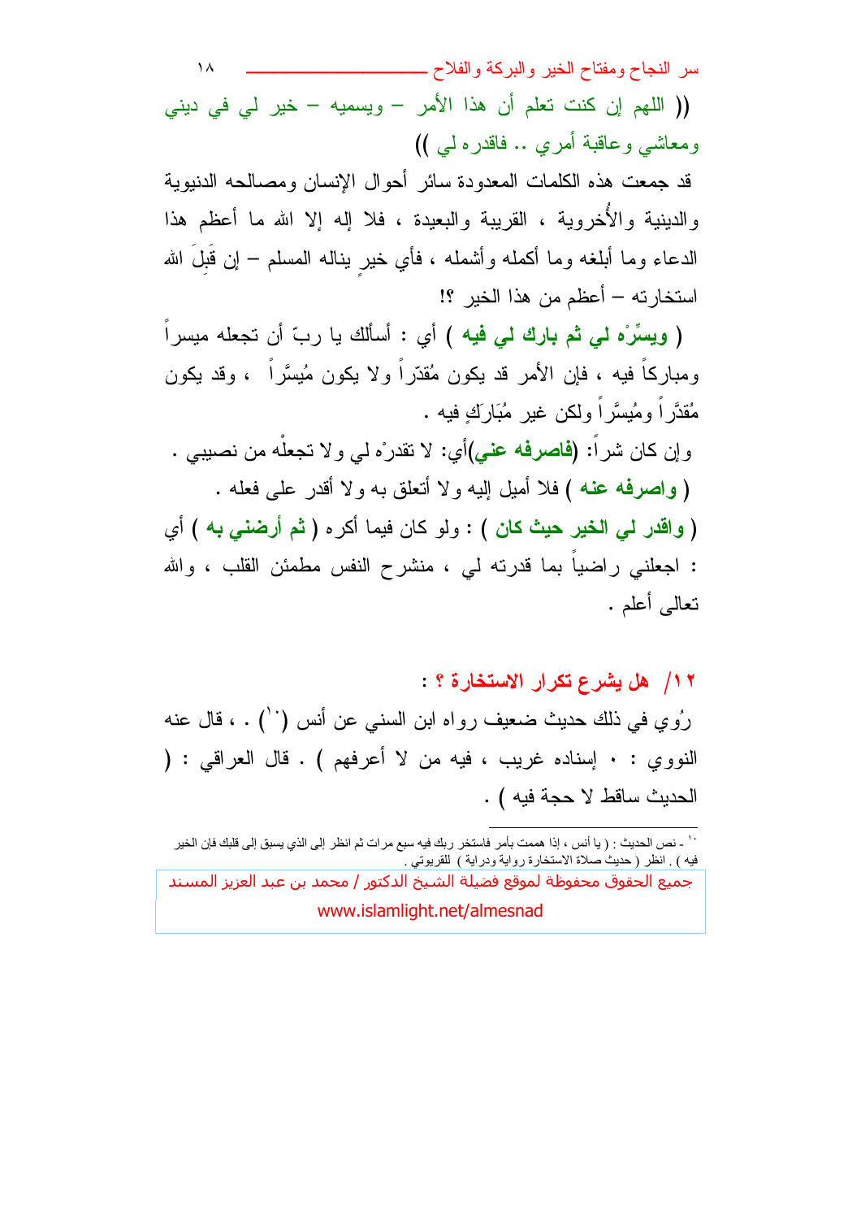(( اللهم إن كنت تعلم أن هذا الأمر – ويسميه – خير لي في ديني ومعاشي وعاقبة أمري .. فاقدره لي ))

قد جمعت هذه الكلمات المعدودة سائر أحوال الإنسان ومصالحه الدنيوية والدينية والأُخروية ، القريبة والبعيدة ، فلا إله إلا الله ما أعظم هذا الدعاء وما أبلغه وما أكمله وأشمله ، فأي خيرٍ يناله المسلم – إن قَبِلَ الله استخارته – أعظم من هذا الخير ؟!

( **ويسِّرْه لي ثم بارك لي فيه** ) أي : أسألك يا ربّ أن تجعله ميسراً ومباركاً فيه ، فإن الأمر قد يكون مُقدّراً ولا يكون مُيسَّراً ، وقد يكون مُقدَّراً ومُيسَّراً ولكن غير مُبَارَكٍ فيه .

وإن كان شراً: (**فاصرفه عني**)أي: لا تقدرْه لي ولا تجعلْه من نصيبي .

( **واصرفه عنه** ) فلا أميل إليه ولا أتعلق به ولا أقدر على فعله .

( **واقدر لي الخير حيث كان** ) : ولو كان فيما أكره ( **ثم أرضني به** ) أي : اجعلني راضياً بما قدرته لي ، منشرح النفس مطمئن القلب ، والله تعالى أعلم .

## ١٢/ هل يشرع تكرار الاستخارة ؟ :

رُوي في ذلك حديث ضعيف رواه ابن السني عن أنس ([١٠]) ، قال عنه النووي : • إسناده غريب ، فيه من لا أعرفهم ) . قال العراقي : ( الحديث ساقط لا حجة فيه ) .

---

[١٠] - نص الحديث : ( يا أنس ، إذا هممت بأمر فاستخر ربك فيه سبع مرات ثم انظر إلى الذي يسبق إلى قلبك فإن الخير فيه ) . انظر ( حديث صلاة الاستخارة رواية ودراية ) للقريوتي .

جميع الحقوق محفوظة لموقع فضيلة الشيخ الدكتور / محمد بن عبد العزيز المسند
www.islamlight.net/almesnad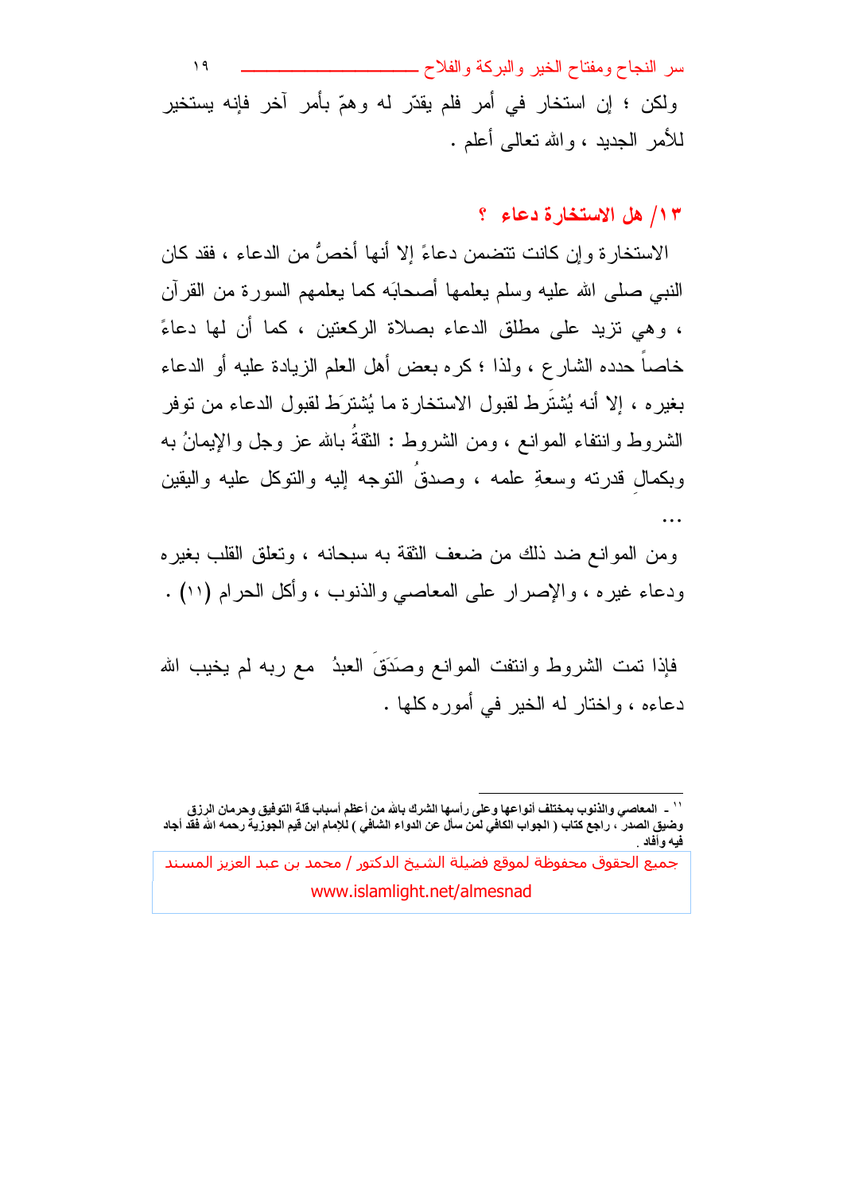ولكن ؛ إن استخار في أمر فلم يقدّر له وهمّ بأمر آخر فإنه يستخير للأمر الجديد ، والله تعالى أعلم .

## ١٣/ هل الاستخارة دعاء ؟

الاستخارة وإن كانت تتضمن دعاءً إلا أنها أخصُّ من الدعاء ، فقد كان النبي صلى الله عليه وسلم يعلمها أصحابَه كما يعلمهم السورة من القرآن ، وهي تزيد على مطلق الدعاء بصلاة الركعتين ، كما أن لها دعاءً خاصاً حدده الشارع ، ولذا ؛ كره بعض أهل العلم الزيادة عليه أو الدعاء بغيره ، إلا أنه يُشترَط لقبول الاستخارة ما يُشترَط لقبول الدعاء من توفر الشروط وانتفاء الموانع ، ومن الشروط : الثقةُ بالله عز وجل والإيمانُ به وبكمالِ قدرته وسعةِ علمه ، وصدقُ التوجه إليه والتوكل عليه واليقين ...

ومن الموانع ضد ذلك من ضعف الثقة به سبحانه ، وتعلق القلب بغيره ودعاء غيره ، والإصرار على المعاصي والذنوب ، وأكل الحرام [١١] .

فإذا تمت الشروط وانتفت الموانع وصَدَقَ العبدُ مع ربه لم يخيب الله دعاءه ، واختار له الخير في أموره كلها .

---

[١١] - المعاصي والذنوب بمختلف أنواعها وعلى رأسها الشرك بالله من أعظم أسباب قلة التوفيق وحرمان الرزق وضيق الصدر ، راجع كتاب ( الجواب الكافي لمن سأل عن الدواء الشافي ) للإمام ابن قيم الجوزية رحمه الله فقد أجاد فيه وأفاد .

جميع الحقوق محفوظة لموقع فضيلة الشيخ الدكتور / محمد بن عبد العزيز المسند
www.islamlight.net/almesnad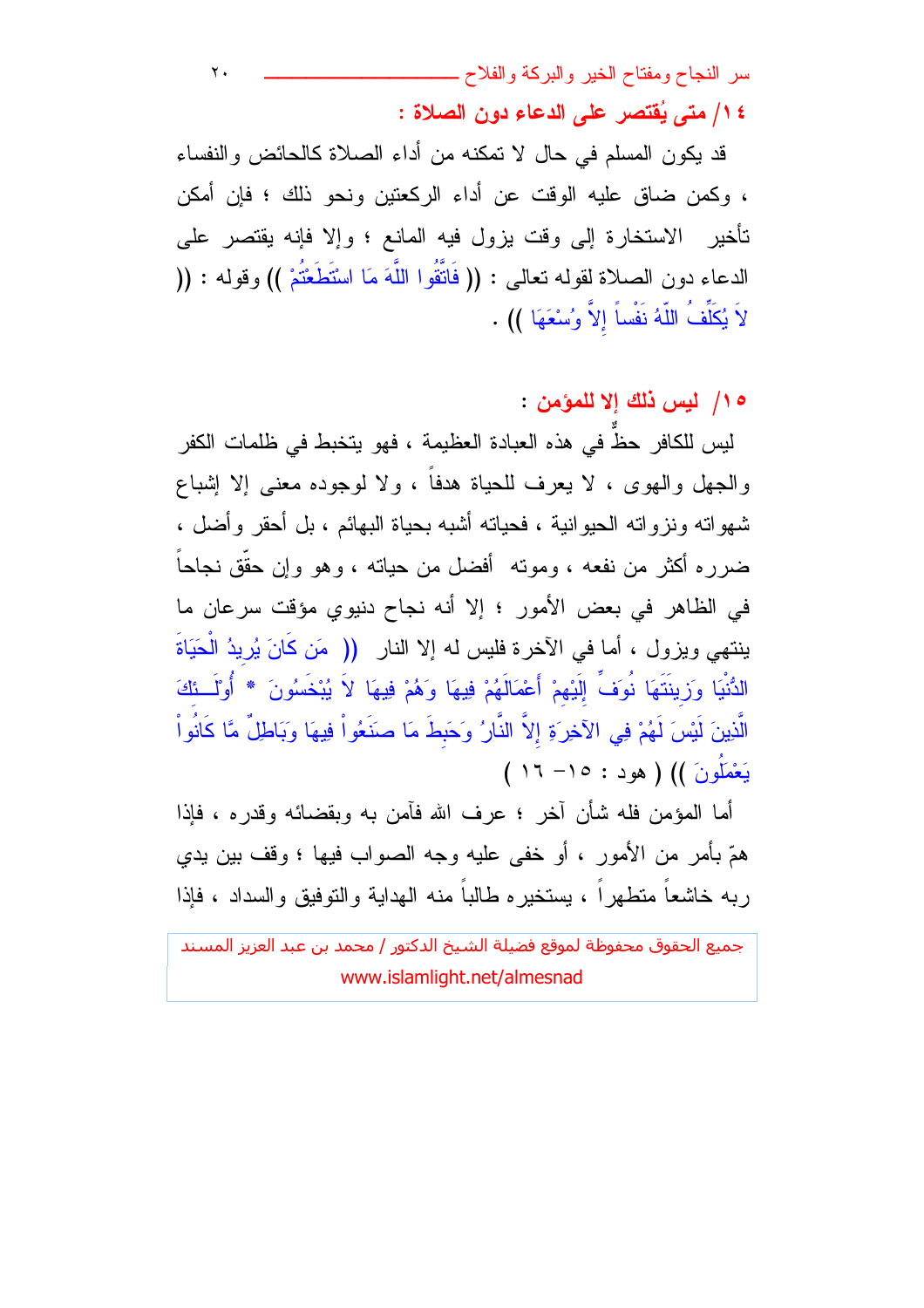## ١٤/ متى يُقتصر على الدعاء دون الصلاة :

قد يكون المسلم في حال لا تمكنه من أداء الصلاة كالحائض والنفساء ، وكمن ضاق عليه الوقت عن أداء الركعتين ونحو ذلك ؛ فإن أمكن تأخير الاستخارة إلى وقت يزول فيه المانع ؛ وإلا فإنه يقتصر على الدعاء دون الصلاة لقوله تعالى : (( فَاتَّقُوا اللَّهَ مَا اسْتَطَعْتُمْ )) وقوله : (( لاَ يُكَلِّفُ اللّهُ نَفْساً إِلاَّ وُسْعَهَا )) .

## ١٥/ ليس ذلك إلا للمؤمن :

ليس للكافر حظٌّ في هذه العبادة العظيمة ، فهو يتخبط في ظلمات الكفر والجهل والهوى ، لا يعرف للحياة هدفاً ، ولا لوجوده معنى إلا إشباع شهواته ونزواته الحيوانية ، فحياته أشبه بحياة البهائم ، بل أحقر وأضل ، ضرره أكثر من نفعه ، وموته أفضل من حياته ، وهو وإن حقّق نجاحاً في الظاهر في بعض الأمور ؛ إلا أنه نجاح دنيوي مؤقت سرعان ما ينتهي ويزول ، أما في الآخرة فليس له إلا النار (( مَن كَانَ يُرِيدُ الْحَيَاةَ الدُّنْيَا وَزِينَتَهَا نُوَفِّ إِلَيْهِمْ أَعْمَالَهُمْ فِيهَا وَهُمْ فِيهَا لاَ يُبْخَسُونَ * أُوْلَـئِكَ الَّذِينَ لَيْسَ لَهُمْ فِي الآخِرَةِ إِلاَّ النَّارُ وَحَبِطَ مَا صَنَعُواْ فِيهَا وَبَاطِلٌ مَّا كَانُواْ يَعْمَلُونَ )) ( هود : ١٥- ١٦ )

أما المؤمن فله شأن آخر ؛ عرف الله فآمن به وبقضائه وقدره ، فإذا همّ بأمر من الأمور ، أو خفي عليه وجه الصواب فيها ؛ وقف بين يدي ربه خاشعاً متطهراً ، يستخيره طالباً منه الهداية والتوفيق والسداد ، فإذا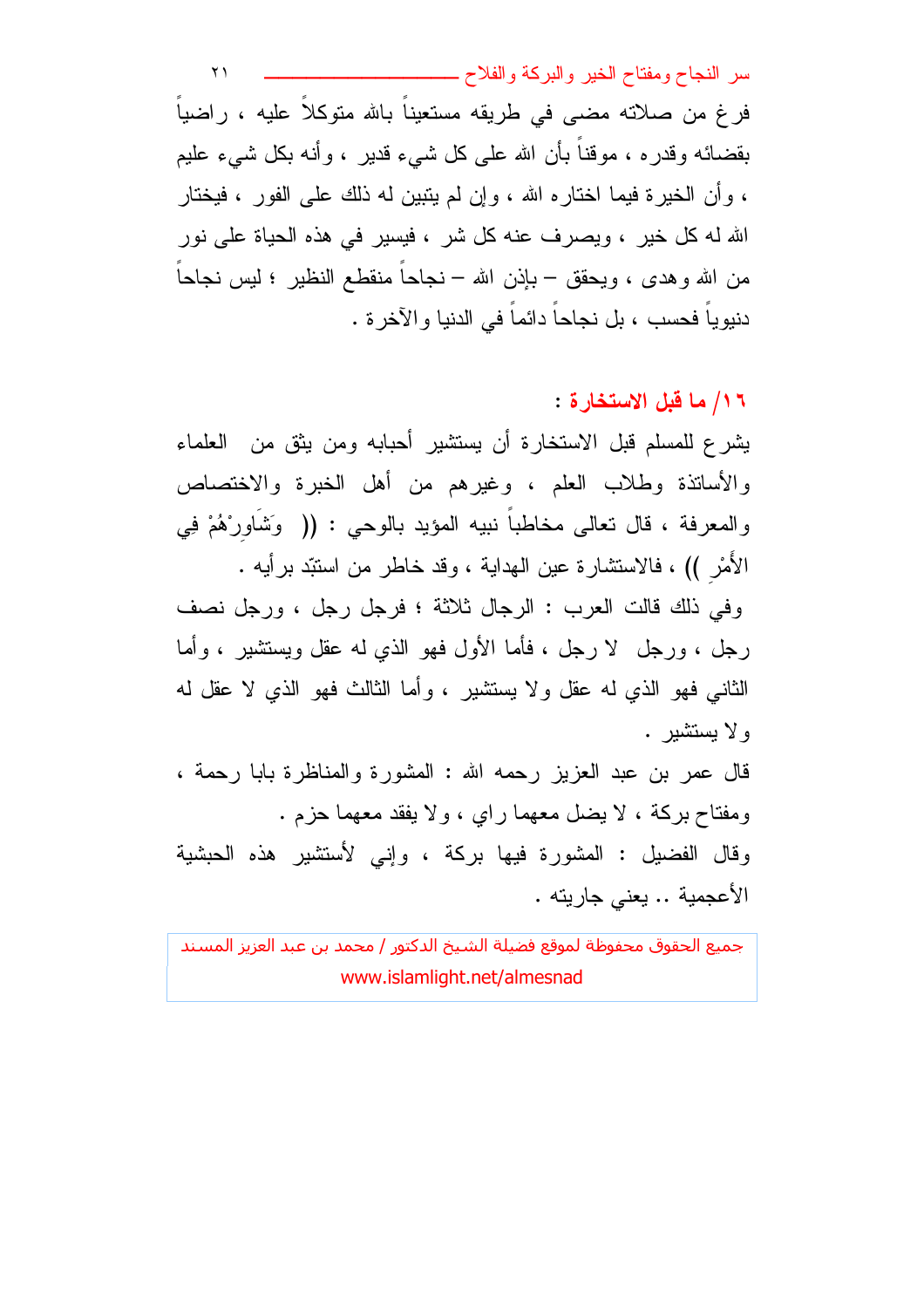فرغ من صلاته مضى في طريقه مستعيناً بالله متوكلاً عليه ، راضياً بقضائه وقدره ، موقناً بأن الله على كل شيء قدير ، وأنه بكل شيء عليم ، وأن الخيرة فيما اختاره الله ، وإن لم يتبين له ذلك على الفور ، فيختار الله له كل خير ، ويصرف عنه كل شر ، فيسير في هذه الحياة على نور من الله وهدى ، ويحقق – بإذن الله – نجاحاً منقطع النظير ؛ ليس نجاحاً دنيوياً فحسب ، بل نجاحاً دائماً في الدنيا والآخرة .

## ١٦/ ما قبل الاستخارة :

يشرع للمسلم قبل الاستخارة أن يستشير أحبابه ومن يثق من العلماء والأساتذة وطلاب العلم ، وغيرهم من أهل الخبرة والاختصاص والمعرفة ، قال تعالى مخاطباً نبيه المؤيد بالوحي : (( وَشَاوِرْهُمْ فِي الأَمْرِ )) ، فالاستشارة عين الهداية ، وقد خاطر من استبّد برأيه .

وفي ذلك قالت العرب : الرجال ثلاثة ؛ فرجل رجل ، ورجل نصف رجل ، ورجل لا رجل ، فأما الأول فهو الذي له عقل ويستشير ، وأما الثاني فهو الذي له عقل ولا يستشير ، وأما الثالث فهو الذي لا عقل له ولا يستشير .

قال عمر بن عبد العزيز رحمه الله : المشورة والمناظرة بابا رحمة ، ومفتاح بركة ، لا يضل معهما راي ، ولا يفقد معهما حزم .

وقال الفضيل : المشورة فيها بركة ، وإني لأستشير هذه الحبشية الأعجمية .. يعني جاريته .

جميع الحقوق محفوظة لموقع فضيلة الشيخ الدكتور / محمد بن عبد العزيز المسند
www.islamlight.net/almesnad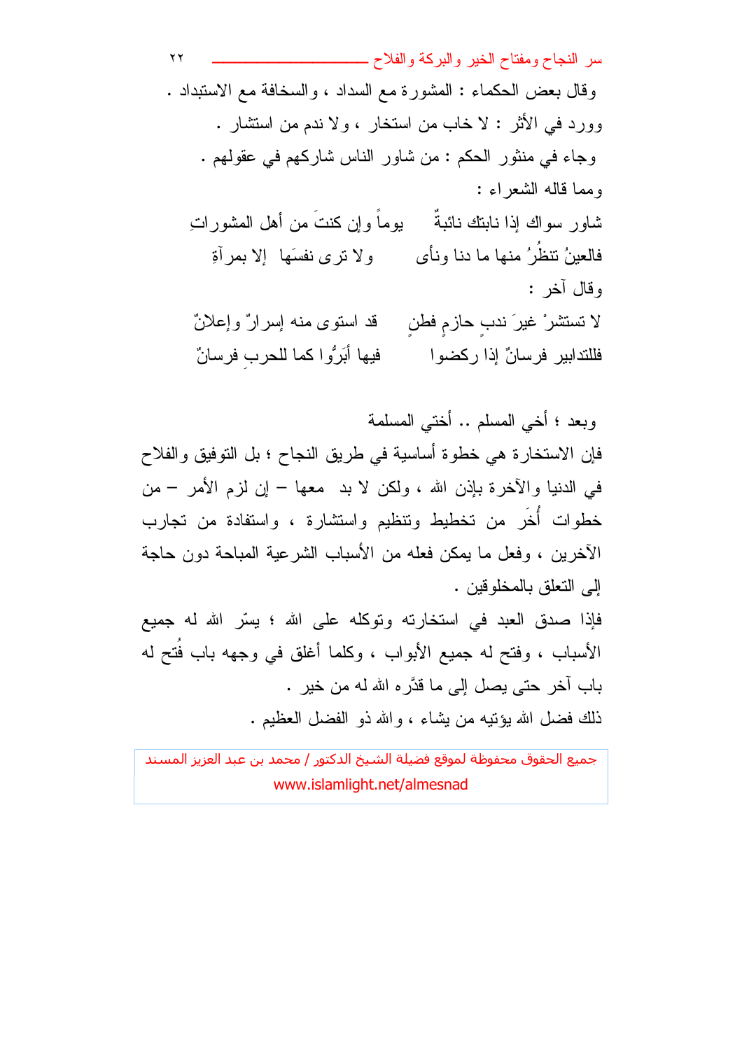وقال بعض الحكماء : المشورة مع السداد ، والسخافة مع الاستبداد .

وورد في الأثر : لا خاب من استخار ، ولا ندم من استشار .

وجاء في منثور الحكم : من شاور الناس شاركهم في عقولهم .

ومما قاله الشعراء :

شاور سواك إذا نابتك نائبةٌ &nbsp;&nbsp;&nbsp;&nbsp; يوماً وإن كنتَ من أهل المشوراتِ

فالعينُ تنظُرُ منها ما دنا ونأى &nbsp;&nbsp;&nbsp;&nbsp; ولا ترى نفسَها إلا بمرآةِ

وقال آخر :

لا تستشرْ غيرَ ندبٍ حازمٍ فطنٍ &nbsp;&nbsp;&nbsp;&nbsp; قد استوى منه إسرارٌ وإعلانٌ

فللتدابير فرسانٌ إذا ركضوا &nbsp;&nbsp;&nbsp;&nbsp; فيها أبَرُّوا كما للحربِ فرسانٌ

وبعد ؛ أخي المسلم .. أختي المسلمة

فإن الاستخارة هي خطوة أساسية في طريق النجاح ؛ بل التوفيق والفلاح في الدنيا والآخرة بإذن الله ، ولكن لا بد معها – إن لزم الأمر – من خطوات أُخَر من تخطيط وتنظيم واستشارة ، واستفادة من تجارب الآخرين ، وفعل ما يمكن فعله من الأسباب الشرعية المباحة دون حاجة إلى التعلق بالمخلوقين .

فإذا صدق العبد في استخارته وتوكله على الله ؛ يسّر الله له جميع الأسباب ، وفتح له جميع الأبواب ، وكلما أغلق في وجهه باب فُتح له باب آخر حتى يصل إلى ما قدَّره الله له من خير .

ذلك فضل الله يؤتيه من يشاء ، والله ذو الفضل العظيم .

جميع الحقوق محفوظة لموقع فضيلة الشيخ الدكتور / محمد بن عبد العزيز المسند
www.islamlight.net/almesnad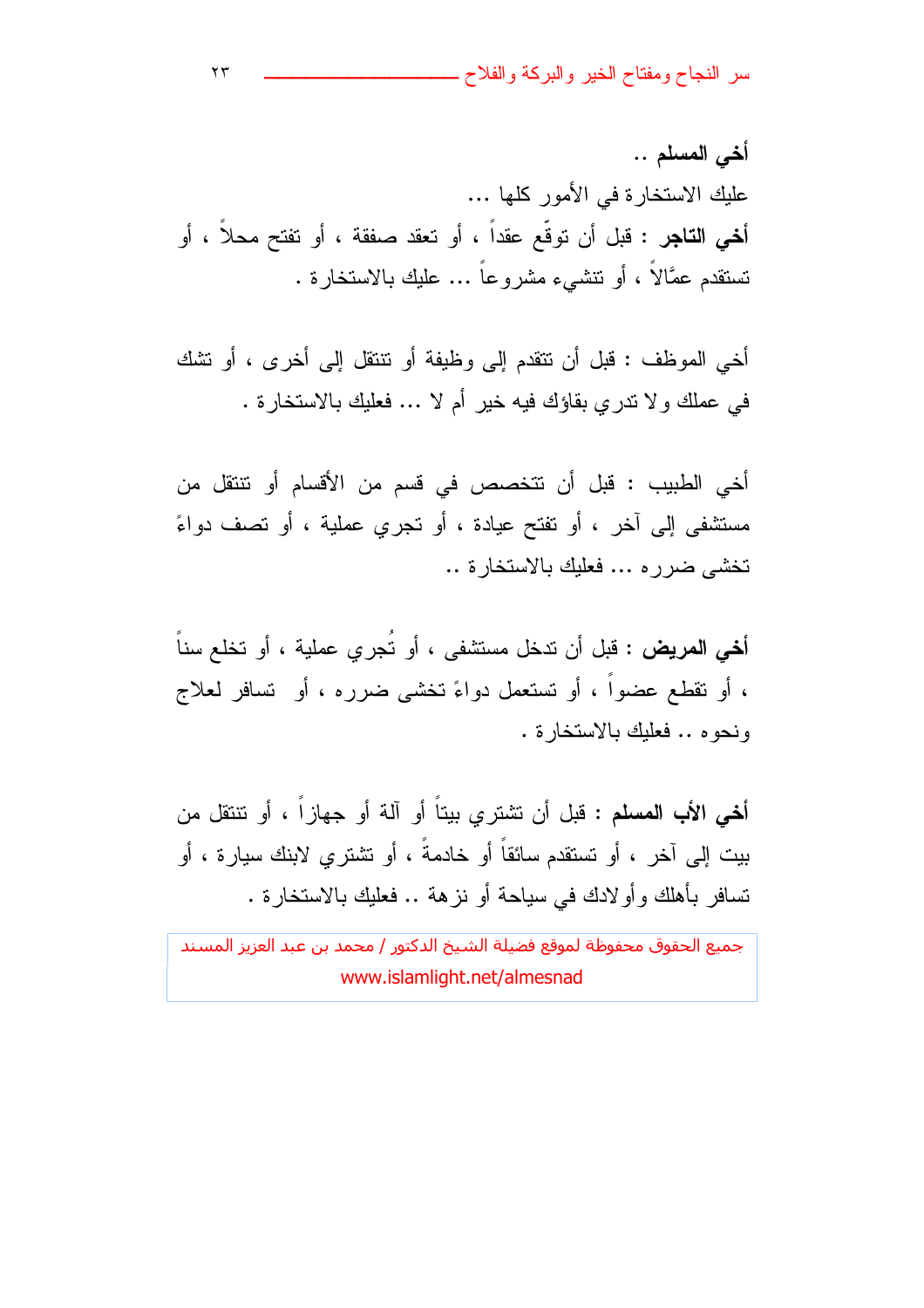**أخي المسلم ..**

عليك الاستخارة في الأمور كلها ...

**أخي التاجر** : قبل أن توقّع عقداً ، أو تعقد صفقة ، أو تفتح محلاً ، أو تستقدم عمَّالاً ، أو تنشيء مشروعاً ... عليك بالاستخارة .

أخي الموظف : قبل أن تتقدم إلى وظيفة أو تنتقل إلى أخرى ، أو تشك في عملك ولا تدري بقاؤك فيه خير أم لا ... فعليك بالاستخارة .

أخي الطبيب : قبل أن تتخصص في قسم من الأقسام أو تنتقل من مستشفى إلى آخر ، أو تفتح عيادة ، أو تجري عملية ، أو تصف دواءً تخشى ضرره ... فعليك بالاستخارة ..

**أخي المريض** : قبل أن تدخل مستشفى ، أو تُجري عملية ، أو تخلع سناً ، أو تقطع عضواً ، أو تستعمل دواءً تخشى ضرره ، أو تسافر لعلاج ونحوه .. فعليك بالاستخارة .

**أخي الأب المسلم** : قبل أن تشتري بيتاً أو آلة أو جهازاً ، أو تنتقل من بيت إلى آخر ، أو تستقدم سائقاً أو خادمةً ، أو تشتري لابنك سيارة ، أو تسافر بأهلك وأولادك في سياحة أو نزهة .. فعليك بالاستخارة .

جميع الحقوق محفوظة لموقع فضيلة الشيخ الدكتور / محمد بن عبد العزيز المسند
www.islamlight.net/almesnad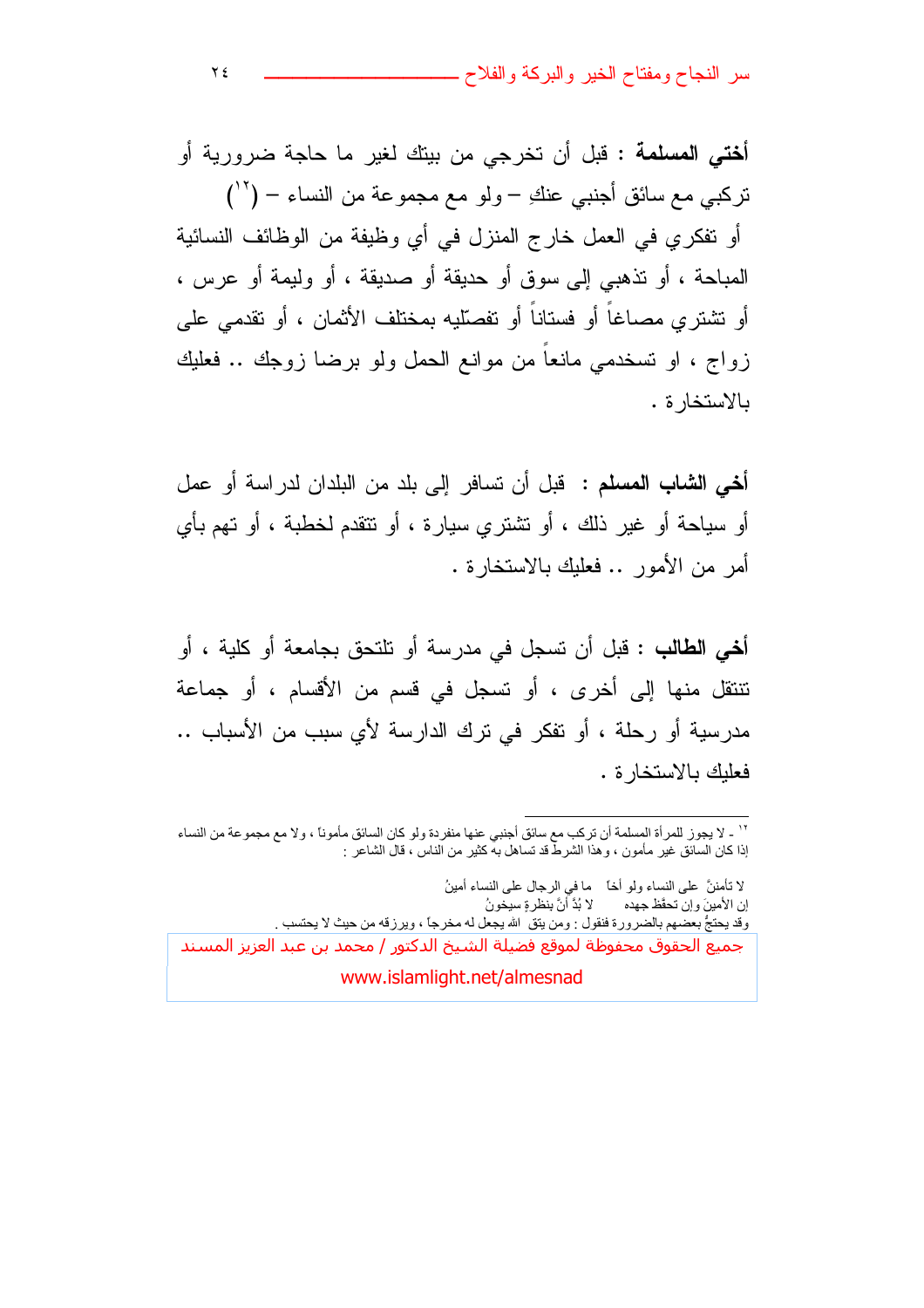**أختي المسلمة** : قبل أن تخرجي من بيتك لغير ما حاجة ضرورية أو تركبي مع سائق أجنبي عنكِ – ولو مع مجموعة من النساء – ([12])
أو تفكري في العمل خارج المنزل في أي وظيفة من الوظائف النسائية المباحة ، أو تذهبي إلى سوق أو حديقة أو صديقة ، أو وليمة أو عرس ، أو تشتري مصاغاً أو فستاناً أو تفصّليه بمختلف الأثمان ، أو تقدمي على زواج ، او تسخدمي مانعاً من موانع الحمل ولو برضا زوجك .. فعليك بالاستخارة .

**أخي الشاب المسلم** : قبل أن تسافر إلى بلد من البلدان لدراسة أو عمل أو سياحة أو غير ذلك ، أو تشتري سيارة ، أو تتقدم لخطبة ، أو تهم بأي أمر من الأمور .. فعليك بالاستخارة .

**أخي الطالب** : قبل أن تسجل في مدرسة أو تلتحق بجامعة أو كلية ، أو تنتقل منها إلى أخرى ، أو تسجل في قسم من الأقسام ، أو جماعة مدرسية أو رحلة ، أو تفكر في ترك الدارسة لأي سبب من الأسباب .. فعليك بالاستخارة .

---

[12] - لا يجوز للمرأة المسلمة أن تركب مع سائق أجنبي عنها منفردة ولو كان السائق مأموناً ، ولا مع مجموعة من النساء إذا كان السائق غير مأمون ، وهذا الشرط قد تساهل به كثير من الناس ، قال الشاعر :

لا تأمننَّ على النساء ولو أخاً ما في الرجال على النساء أمينُ
إن الأمينَ وإن تحفّظ جهده لا بُدَّ أنَّ بنظرةٍ سيخونُ

وقد يحتجّ بعضهم بالضرورة فنقول : ومن يتق الله يجعل له مخرجاً ، ويرزقه من حيث لا يحتسب .

جميع الحقوق محفوظة لموقع فضيلة الشيخ الدكتور / محمد بن عبد العزيز المسند
www.islamlight.net/almesnad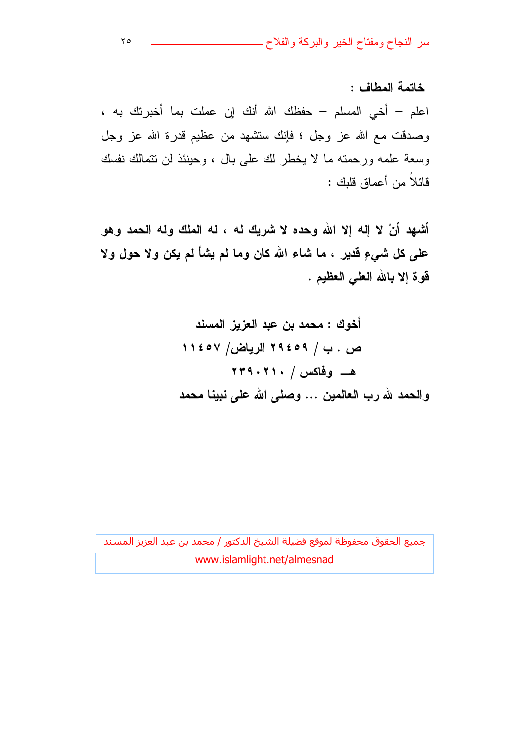**خاتمة المطاف :**

اعلم – أخي المسلم – حفظك الله أنك إن عملت بما أخبرتك به ، وصدقت مع الله عز وجل ؛ فإنك ستشهد من عظيم قدرة الله عز وجل وسعة علمه ورحمته ما لا يخطر لك على بال ، وحينئذ لن تتمالك نفسك قائلاً من أعماق قلبك :

**أشهد أنْ لا إله إلا الله وحده لا شريك له ، له الملك وله الحمد وهو على كل شيءٍ قدير ، ما شاء الله كان وما لم يشأ لم يكن ولا حول ولا قوة إلا بالله العلي العظيم .**

**أخوك : محمد بن عبد العزيز المسند**

**ص . ب / ٢٩٤٥٩ الرياض/ ١١٤٥٧**

**هـ وفاكس / ٢٣٩٠٢١٠**

**والحمد لله رب العالمين ... وصلى الله على نبينا محمد**

جميع الحقوق محفوظة لموقع فضيلة الشيخ الدكتور / محمد بن عبد العزيز المسند
www.islamlight.net/almesnad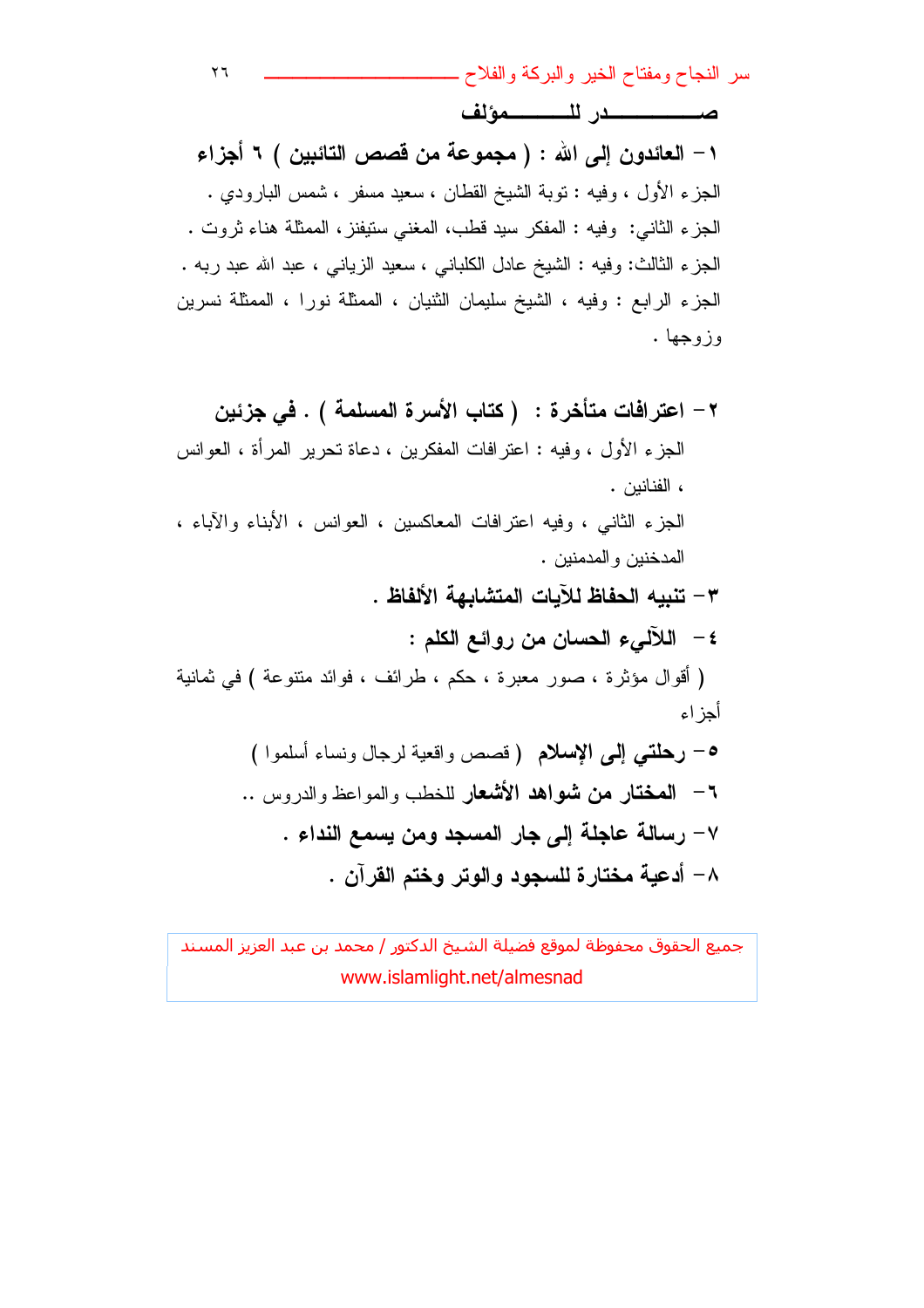## صـــــــــــدر للـــــــــمؤلف

**١ – العائدون إلى الله : ( مجموعة من قصص التائبين ) ٦ أجزاء**

الجزء الأول ، وفيه : توبة الشيخ القطان ، سعيد مسفر ، شمس البارودي .

الجزء الثاني: وفيه : المفكر سيد قطب، المغني ستيفنز، الممثلة هناء ثروت .

الجزء الثالث: وفيه : الشيخ عادل الكلباني ، سعيد الزياني ، عبد الله عبد ربه .

الجزء الرابع : وفيه ، الشيخ سليمان الثنيان ، الممثلة نورا ، الممثلة نسرين وزوجها .

**٢ – اعترافات متأخرة : ( كتاب الأسرة المسلمة ) . في جزئين**

الجزء الأول ، وفيه : اعترافات المفكرين ، دعاة تحرير المرأة ، العوانس ، الفنانين .

الجزء الثاني ، وفيه اعترافات المعاكسين ، العوانس ، الأبناء والآباء ، المدخنين والمدمنين .

**٣ – تنبيه الحفاظ للآيات المتشابهة الألفاظ .**

**٤ – اللآليء الحسان من روائع الكلم :**

( أقوال مؤثرة ، صور معبرة ، حكم ، طرائف ، فوائد متنوعة ) في ثمانية أجزاء

**٥ – رحلتي إلى الإسلام** ( قصص واقعية لرجال ونساء أسلموا )

**٦ – المختار من شواهد الأشعار** للخطب والمواعظ والدروس ..

**٧ – رسالة عاجلة إلى جار المسجد ومن يسمع النداء .**

**٨ – أدعية مختارة للسجود والوتر وختم القرآن .**

جميع الحقوق محفوظة لموقع فضيلة الشيخ الدكتور / محمد بن عبد العزيز المسند
www.islamlight.net/almesnad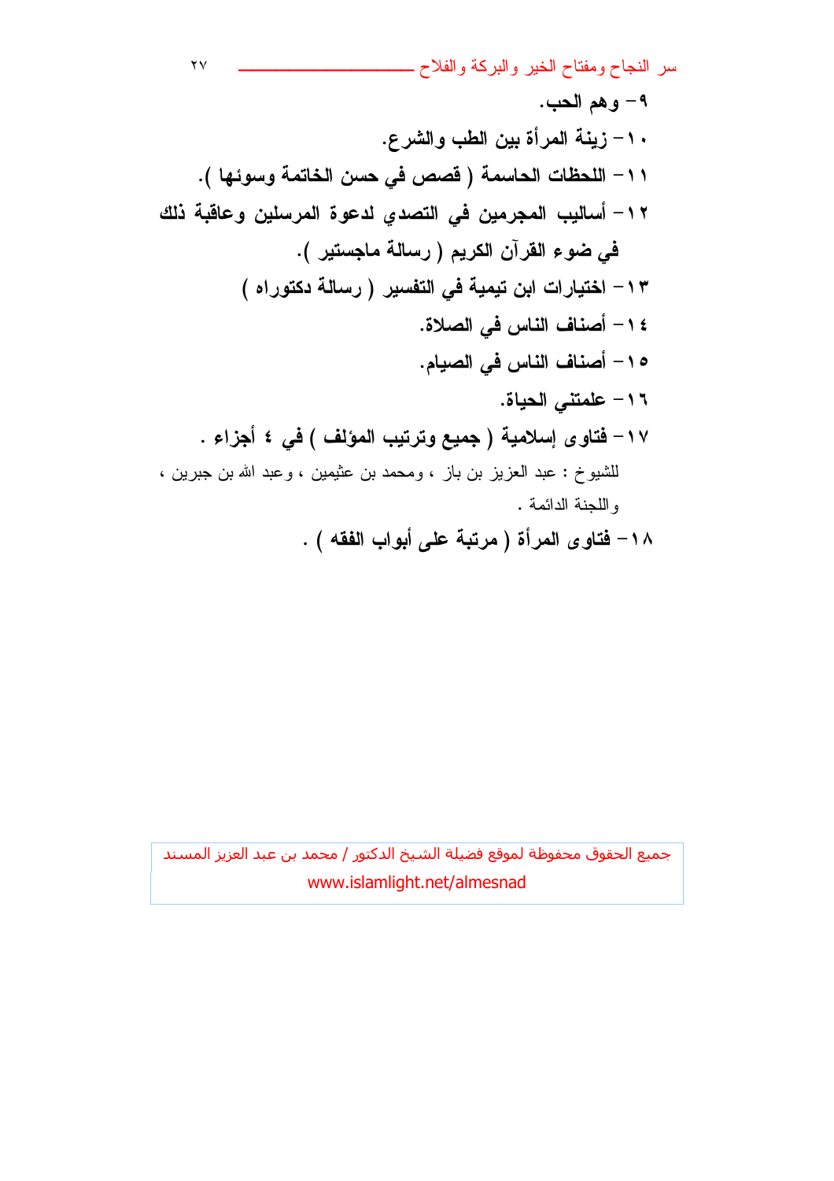٩- وهم الحب.

١٠- زينة المرأة بين الطب والشرع.

١١- اللحظات الحاسمة ( قصص في حسن الخاتمة وسوئها ).

١٢- أساليب المجرمين في التصدي لدعوة المرسلين وعاقبة ذلك في ضوء القرآن الكريم ( رسالة ماجستير ).

١٣- اختيارات ابن تيمية في التفسير ( رسالة دكتوراه )

١٤- أصناف الناس في الصلاة.

١٥- أصناف الناس في الصيام.

١٦- علمتني الحياة.

١٧- فتاوى إسلامية ( جميع وترتيب المؤلف ) في ٤ أجزاء .

للشيوخ : عبد العزيز بن باز ، ومحمد بن عثيمين ، وعبد الله بن جبرين ، واللجنة الدائمة .

١٨- فتاوى المرأة ( مرتبة على أبواب الفقه ) .

جميع الحقوق محفوظة لموقع فضيلة الشيخ الدكتور / محمد بن عبد العزيز المسند
www.islamlight.net/almesnad